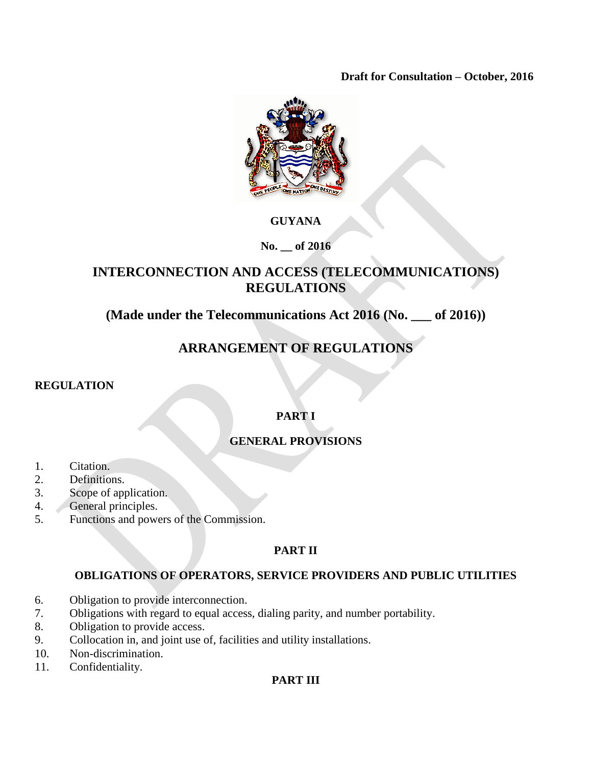**Draft for Consultation – October, 2016**

**GUYANA**

**No. __ of 2016**

# INTERCONNECTION AND ACCESS (TELECOMMUNICATIONS) REGULATIONS

## (Made under the Telecommunications Act 2016 (No. ___ of 2016))

## ARRANGEMENT OF REGULATIONS

**REGULATION**

### PART I

### GENERAL PROVISIONS

1. Citation.
2. Definitions.
3. Scope of application.
4. General principles.
5. Functions and powers of the Commission.

### PART II

### OBLIGATIONS OF OPERATORS, SERVICE PROVIDERS AND PUBLIC UTILITIES

6. Obligation to provide interconnection.
7. Obligations with regard to equal access, dialing parity, and number portability.
8. Obligation to provide access.
9. Collocation in, and joint use of, facilities and utility installations.
10. Non-discrimination.
11. Confidentiality.

### PART III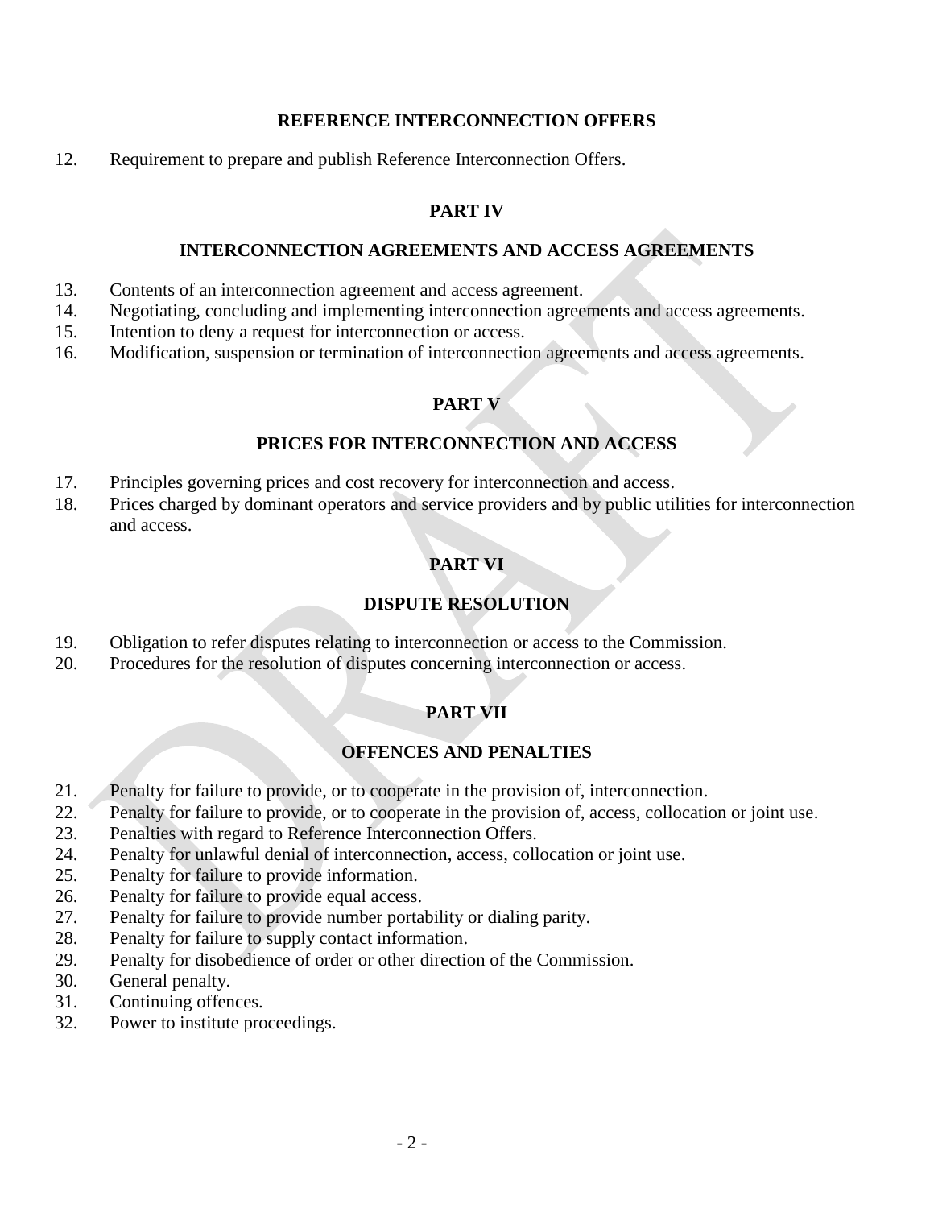## REFERENCE INTERCONNECTION OFFERS

12. Requirement to prepare and publish Reference Interconnection Offers.

## PART IV

## INTERCONNECTION AGREEMENTS AND ACCESS AGREEMENTS

13. Contents of an interconnection agreement and access agreement.
14. Negotiating, concluding and implementing interconnection agreements and access agreements.
15. Intention to deny a request for interconnection or access.
16. Modification, suspension or termination of interconnection agreements and access agreements.

## PART V

## PRICES FOR INTERCONNECTION AND ACCESS

17. Principles governing prices and cost recovery for interconnection and access.
18. Prices charged by dominant operators and service providers and by public utilities for interconnection and access.

## PART VI

## DISPUTE RESOLUTION

19. Obligation to refer disputes relating to interconnection or access to the Commission.
20. Procedures for the resolution of disputes concerning interconnection or access.

## PART VII

## OFFENCES AND PENALTIES

21. Penalty for failure to provide, or to cooperate in the provision of, interconnection.
22. Penalty for failure to provide, or to cooperate in the provision of, access, collocation or joint use.
23. Penalties with regard to Reference Interconnection Offers.
24. Penalty for unlawful denial of interconnection, access, collocation or joint use.
25. Penalty for failure to provide information.
26. Penalty for failure to provide equal access.
27. Penalty for failure to provide number portability or dialing parity.
28. Penalty for failure to supply contact information.
29. Penalty for disobedience of order or other direction of the Commission.
30. General penalty.
31. Continuing offences.
32. Power to institute proceedings.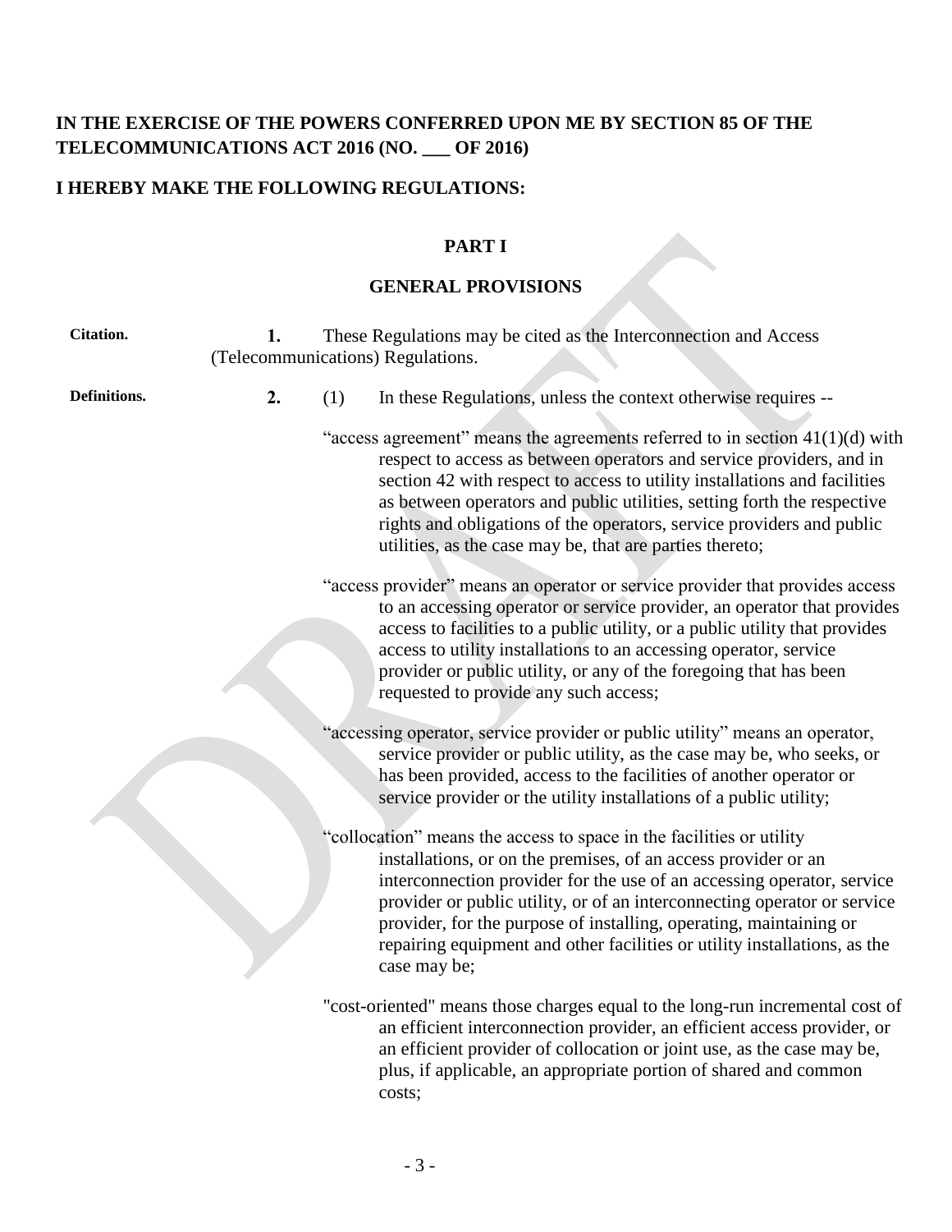**IN THE EXERCISE OF THE POWERS CONFERRED UPON ME BY SECTION 85 OF THE TELECOMMUNICATIONS ACT 2016 (NO. ___ OF 2016)**

**I HEREBY MAKE THE FOLLOWING REGULATIONS:**

## PART I

## GENERAL PROVISIONS

**Citation.**

**1.** These Regulations may be cited as the Interconnection and Access (Telecommunications) Regulations.

**Definitions.**

**2.** (1) In these Regulations, unless the context otherwise requires --

"access agreement" means the agreements referred to in section 41(1)(d) with respect to access as between operators and service providers, and in section 42 with respect to access to utility installations and facilities as between operators and public utilities, setting forth the respective rights and obligations of the operators, service providers and public utilities, as the case may be, that are parties thereto;

"access provider" means an operator or service provider that provides access to an accessing operator or service provider, an operator that provides access to facilities to a public utility, or a public utility that provides access to utility installations to an accessing operator, service provider or public utility, or any of the foregoing that has been requested to provide any such access;

"accessing operator, service provider or public utility" means an operator, service provider or public utility, as the case may be, who seeks, or has been provided, access to the facilities of another operator or service provider or the utility installations of a public utility;

"collocation" means the access to space in the facilities or utility installations, or on the premises, of an access provider or an interconnection provider for the use of an accessing operator, service provider or public utility, or of an interconnecting operator or service provider, for the purpose of installing, operating, maintaining or repairing equipment and other facilities or utility installations, as the case may be;

"cost-oriented" means those charges equal to the long-run incremental cost of an efficient interconnection provider, an efficient access provider, or an efficient provider of collocation or joint use, as the case may be, plus, if applicable, an appropriate portion of shared and common costs;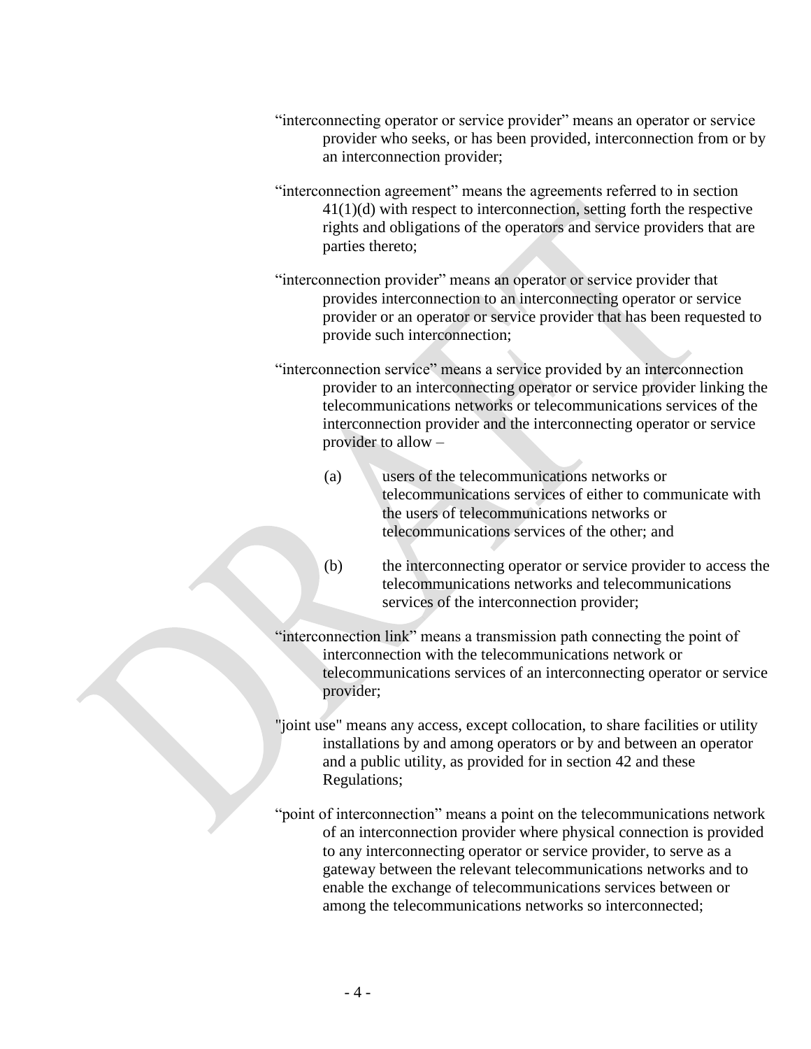"interconnecting operator or service provider" means an operator or service provider who seeks, or has been provided, interconnection from or by an interconnection provider;

"interconnection agreement" means the agreements referred to in section 41(1)(d) with respect to interconnection, setting forth the respective rights and obligations of the operators and service providers that are parties thereto;

"interconnection provider" means an operator or service provider that provides interconnection to an interconnecting operator or service provider or an operator or service provider that has been requested to provide such interconnection;

"interconnection service" means a service provided by an interconnection provider to an interconnecting operator or service provider linking the telecommunications networks or telecommunications services of the interconnection provider and the interconnecting operator or service provider to allow –

(a) users of the telecommunications networks or telecommunications services of either to communicate with the users of telecommunications networks or telecommunications services of the other; and

(b) the interconnecting operator or service provider to access the telecommunications networks and telecommunications services of the interconnection provider;

"interconnection link" means a transmission path connecting the point of interconnection with the telecommunications network or telecommunications services of an interconnecting operator or service provider;

"joint use" means any access, except collocation, to share facilities or utility installations by and among operators or by and between an operator and a public utility, as provided for in section 42 and these Regulations;

"point of interconnection" means a point on the telecommunications network of an interconnection provider where physical connection is provided to any interconnecting operator or service provider, to serve as a gateway between the relevant telecommunications networks and to enable the exchange of telecommunications services between or among the telecommunications networks so interconnected;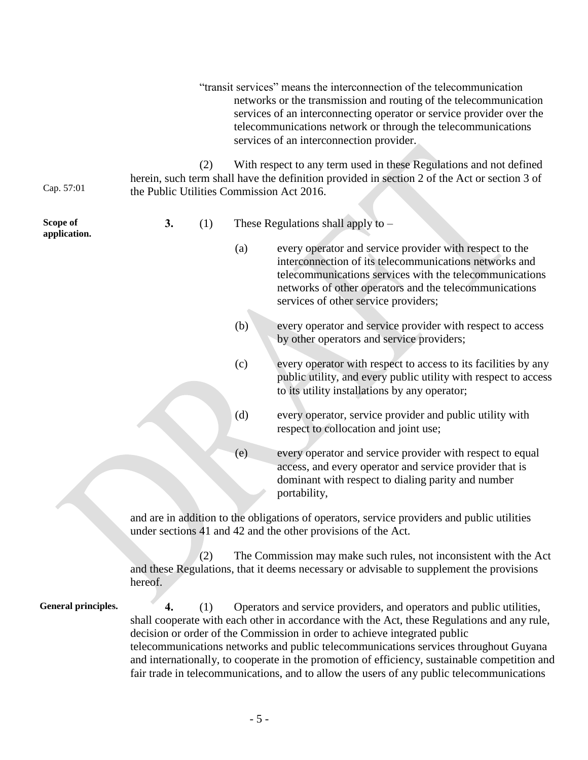"transit services" means the interconnection of the telecommunication networks or the transmission and routing of the telecommunication services of an interconnecting operator or service provider over the telecommunications network or through the telecommunications services of an interconnection provider.

(2) With respect to any term used in these Regulations and not defined herein, such term shall have the definition provided in section 2 of the Act or section 3 of the Public Utilities Commission Act 2016.

Cap. 57:01

**Scope of application.**

**3.** (1) These Regulations shall apply to –

(a) every operator and service provider with respect to the interconnection of its telecommunications networks and telecommunications services with the telecommunications networks of other operators and the telecommunications services of other service providers;

(b) every operator and service provider with respect to access by other operators and service providers;

(c) every operator with respect to access to its facilities by any public utility, and every public utility with respect to access to its utility installations by any operator;

(d) every operator, service provider and public utility with respect to collocation and joint use;

(e) every operator and service provider with respect to equal access, and every operator and service provider that is dominant with respect to dialing parity and number portability,

and are in addition to the obligations of operators, service providers and public utilities under sections 41 and 42 and the other provisions of the Act.

(2) The Commission may make such rules, not inconsistent with the Act and these Regulations, that it deems necessary or advisable to supplement the provisions hereof.

**General principles.**

**4.** (1) Operators and service providers, and operators and public utilities, shall cooperate with each other in accordance with the Act, these Regulations and any rule, decision or order of the Commission in order to achieve integrated public telecommunications networks and public telecommunications services throughout Guyana and internationally, to cooperate in the promotion of efficiency, sustainable competition and fair trade in telecommunications, and to allow the users of any public telecommunications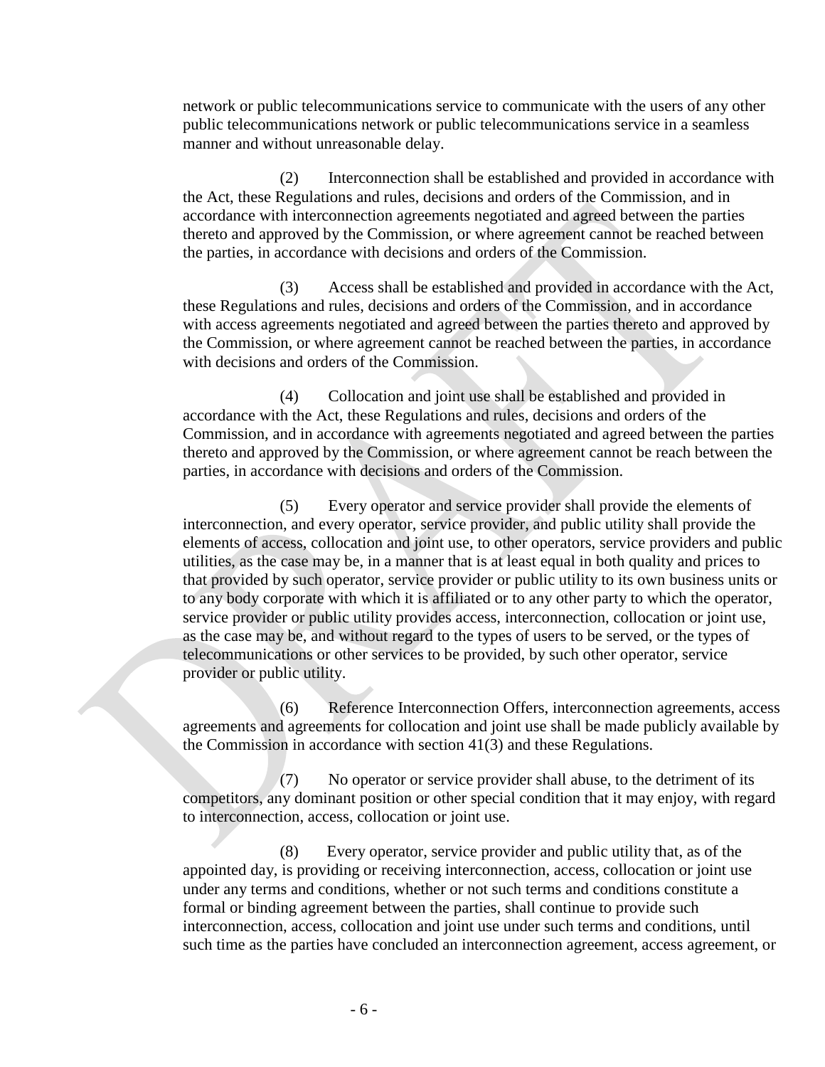network or public telecommunications service to communicate with the users of any other public telecommunications network or public telecommunications service in a seamless manner and without unreasonable delay.

(2) Interconnection shall be established and provided in accordance with the Act, these Regulations and rules, decisions and orders of the Commission, and in accordance with interconnection agreements negotiated and agreed between the parties thereto and approved by the Commission, or where agreement cannot be reached between the parties, in accordance with decisions and orders of the Commission.

(3) Access shall be established and provided in accordance with the Act, these Regulations and rules, decisions and orders of the Commission, and in accordance with access agreements negotiated and agreed between the parties thereto and approved by the Commission, or where agreement cannot be reached between the parties, in accordance with decisions and orders of the Commission.

(4) Collocation and joint use shall be established and provided in accordance with the Act, these Regulations and rules, decisions and orders of the Commission, and in accordance with agreements negotiated and agreed between the parties thereto and approved by the Commission, or where agreement cannot be reach between the parties, in accordance with decisions and orders of the Commission.

(5) Every operator and service provider shall provide the elements of interconnection, and every operator, service provider, and public utility shall provide the elements of access, collocation and joint use, to other operators, service providers and public utilities, as the case may be, in a manner that is at least equal in both quality and prices to that provided by such operator, service provider or public utility to its own business units or to any body corporate with which it is affiliated or to any other party to which the operator, service provider or public utility provides access, interconnection, collocation or joint use, as the case may be, and without regard to the types of users to be served, or the types of telecommunications or other services to be provided, by such other operator, service provider or public utility.

(6) Reference Interconnection Offers, interconnection agreements, access agreements and agreements for collocation and joint use shall be made publicly available by the Commission in accordance with section 41(3) and these Regulations.

(7) No operator or service provider shall abuse, to the detriment of its competitors, any dominant position or other special condition that it may enjoy, with regard to interconnection, access, collocation or joint use.

(8) Every operator, service provider and public utility that, as of the appointed day, is providing or receiving interconnection, access, collocation or joint use under any terms and conditions, whether or not such terms and conditions constitute a formal or binding agreement between the parties, shall continue to provide such interconnection, access, collocation and joint use under such terms and conditions, until such time as the parties have concluded an interconnection agreement, access agreement, or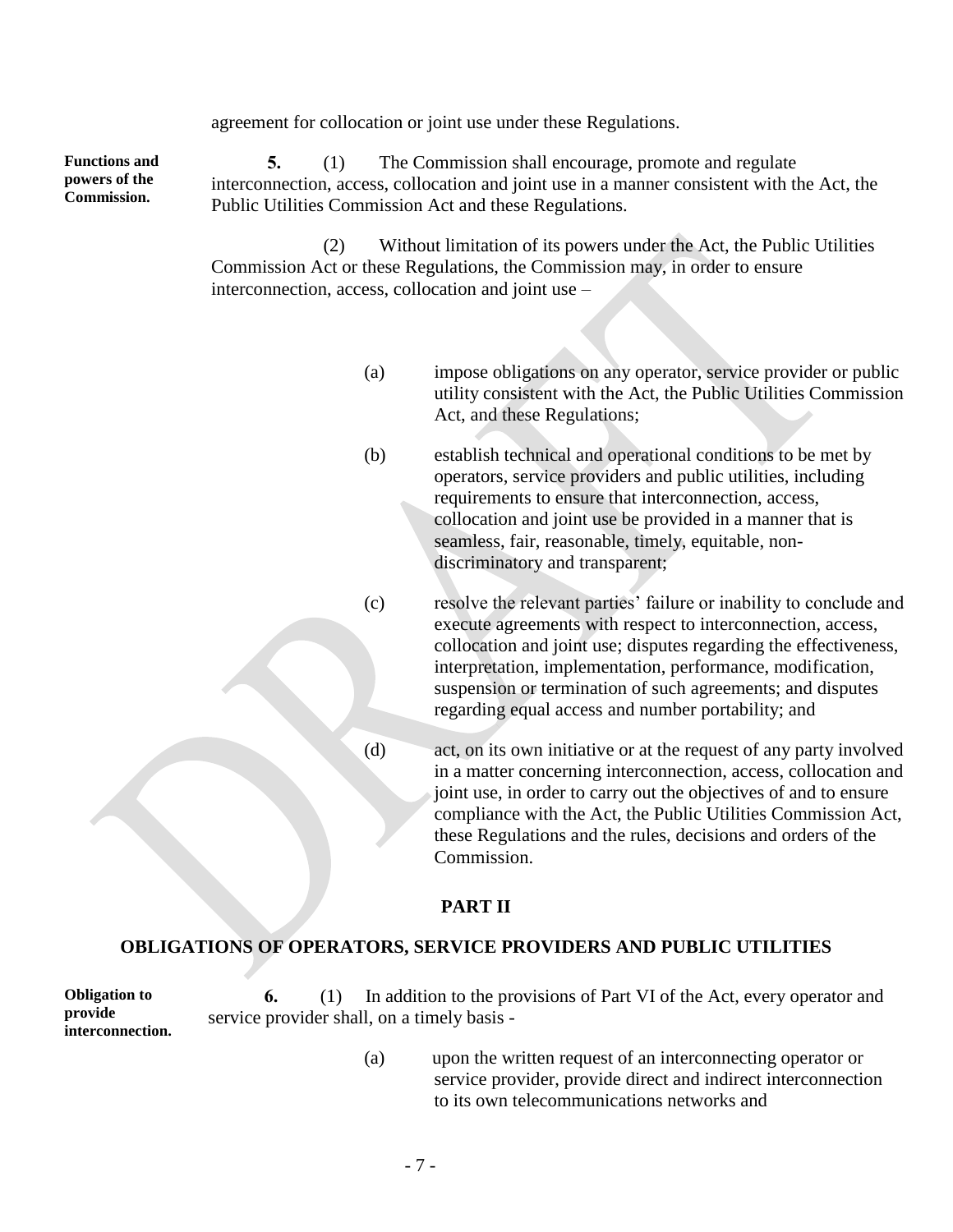agreement for collocation or joint use under these Regulations.

**Functions and powers of the Commission.**

**5.** (1) The Commission shall encourage, promote and regulate interconnection, access, collocation and joint use in a manner consistent with the Act, the Public Utilities Commission Act and these Regulations.

(2) Without limitation of its powers under the Act, the Public Utilities Commission Act or these Regulations, the Commission may, in order to ensure interconnection, access, collocation and joint use –

(a) impose obligations on any operator, service provider or public utility consistent with the Act, the Public Utilities Commission Act, and these Regulations;

(b) establish technical and operational conditions to be met by operators, service providers and public utilities, including requirements to ensure that interconnection, access, collocation and joint use be provided in a manner that is seamless, fair, reasonable, timely, equitable, non-discriminatory and transparent;

(c) resolve the relevant parties' failure or inability to conclude and execute agreements with respect to interconnection, access, collocation and joint use; disputes regarding the effectiveness, interpretation, implementation, performance, modification, suspension or termination of such agreements; and disputes regarding equal access and number portability; and

(d) act, on its own initiative or at the request of any party involved in a matter concerning interconnection, access, collocation and joint use, in order to carry out the objectives of and to ensure compliance with the Act, the Public Utilities Commission Act, these Regulations and the rules, decisions and orders of the Commission.

## PART II

## OBLIGATIONS OF OPERATORS, SERVICE PROVIDERS AND PUBLIC UTILITIES

**Obligation to provide interconnection.**

**6.** (1) In addition to the provisions of Part VI of the Act, every operator and service provider shall, on a timely basis -

(a) upon the written request of an interconnecting operator or service provider, provide direct and indirect interconnection to its own telecommunications networks and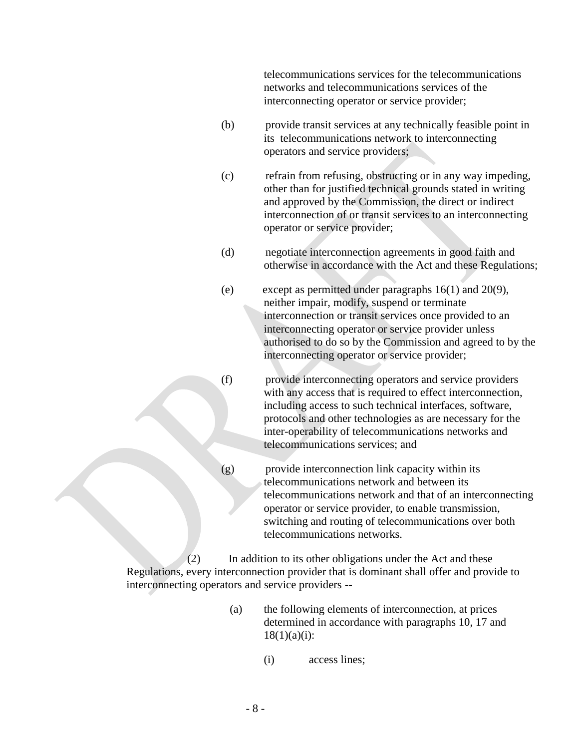telecommunications services for the telecommunications networks and telecommunications services of the interconnecting operator or service provider;

(b) provide transit services at any technically feasible point in its telecommunications network to interconnecting operators and service providers;

(c) refrain from refusing, obstructing or in any way impeding, other than for justified technical grounds stated in writing and approved by the Commission, the direct or indirect interconnection of or transit services to an interconnecting operator or service provider;

(d) negotiate interconnection agreements in good faith and otherwise in accordance with the Act and these Regulations;

(e) except as permitted under paragraphs 16(1) and 20(9), neither impair, modify, suspend or terminate interconnection or transit services once provided to an interconnecting operator or service provider unless authorised to do so by the Commission and agreed to by the interconnecting operator or service provider;

(f) provide interconnecting operators and service providers with any access that is required to effect interconnection, including access to such technical interfaces, software, protocols and other technologies as are necessary for the inter-operability of telecommunications networks and telecommunications services; and

(g) provide interconnection link capacity within its telecommunications network and between its telecommunications network and that of an interconnecting operator or service provider, to enable transmission, switching and routing of telecommunications over both telecommunications networks.

(2) In addition to its other obligations under the Act and these Regulations, every interconnection provider that is dominant shall offer and provide to interconnecting operators and service providers --

(a) the following elements of interconnection, at prices determined in accordance with paragraphs 10, 17 and 18(1)(a)(i):

(i) access lines;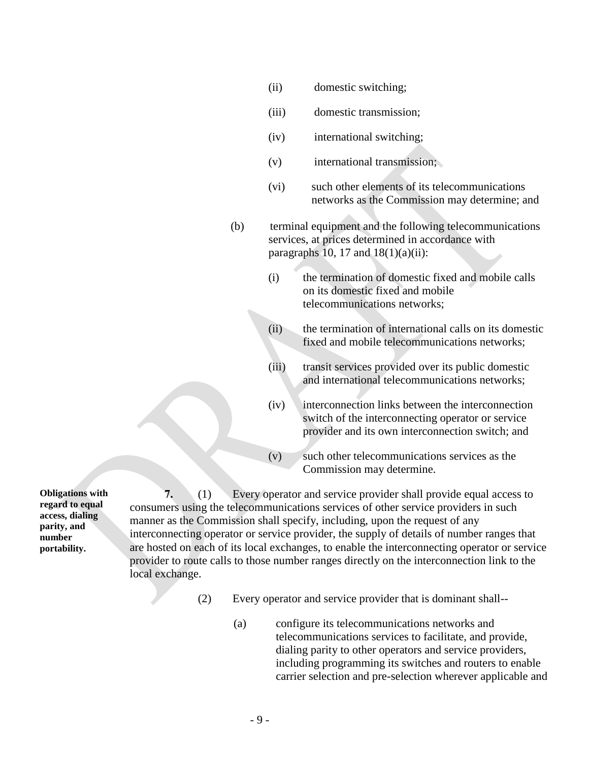(ii) domestic switching;

(iii) domestic transmission;

(iv) international switching;

(v) international transmission;

(vi) such other elements of its telecommunications networks as the Commission may determine; and

(b) terminal equipment and the following telecommunications services, at prices determined in accordance with paragraphs 10, 17 and 18(1)(a)(ii):

(i) the termination of domestic fixed and mobile calls on its domestic fixed and mobile telecommunications networks;

(ii) the termination of international calls on its domestic fixed and mobile telecommunications networks;

(iii) transit services provided over its public domestic and international telecommunications networks;

(iv) interconnection links between the interconnection switch of the interconnecting operator or service provider and its own interconnection switch; and

(v) such other telecommunications services as the Commission may determine.

**Obligations with regard to equal access, dialing parity, and number portability.**

**7.** (1) Every operator and service provider shall provide equal access to consumers using the telecommunications services of other service providers in such manner as the Commission shall specify, including, upon the request of any interconnecting operator or service provider, the supply of details of number ranges that are hosted on each of its local exchanges, to enable the interconnecting operator or service provider to route calls to those number ranges directly on the interconnection link to the local exchange.

(2) Every operator and service provider that is dominant shall--

(a) configure its telecommunications networks and telecommunications services to facilitate, and provide, dialing parity to other operators and service providers, including programming its switches and routers to enable carrier selection and pre-selection wherever applicable and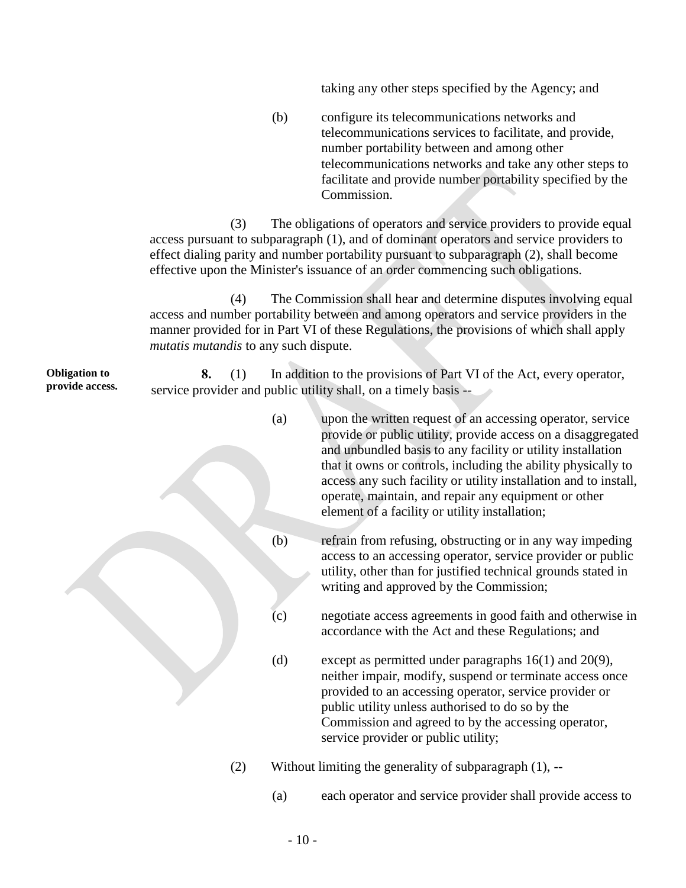taking any other steps specified by the Agency; and

(b) configure its telecommunications networks and telecommunications services to facilitate, and provide, number portability between and among other telecommunications networks and take any other steps to facilitate and provide number portability specified by the Commission.

(3) The obligations of operators and service providers to provide equal access pursuant to subparagraph (1), and of dominant operators and service providers to effect dialing parity and number portability pursuant to subparagraph (2), shall become effective upon the Minister's issuance of an order commencing such obligations.

(4) The Commission shall hear and determine disputes involving equal access and number portability between and among operators and service providers in the manner provided for in Part VI of these Regulations, the provisions of which shall apply *mutatis mutandis* to any such dispute.

**Obligation to provide access.**

**8.** (1) In addition to the provisions of Part VI of the Act, every operator, service provider and public utility shall, on a timely basis --

(a) upon the written request of an accessing operator, service provide or public utility, provide access on a disaggregated and unbundled basis to any facility or utility installation that it owns or controls, including the ability physically to access any such facility or utility installation and to install, operate, maintain, and repair any equipment or other element of a facility or utility installation;

(b) refrain from refusing, obstructing or in any way impeding access to an accessing operator, service provider or public utility, other than for justified technical grounds stated in writing and approved by the Commission;

(c) negotiate access agreements in good faith and otherwise in accordance with the Act and these Regulations; and

(d) except as permitted under paragraphs 16(1) and 20(9), neither impair, modify, suspend or terminate access once provided to an accessing operator, service provider or public utility unless authorised to do so by the Commission and agreed to by the accessing operator, service provider or public utility;

(2) Without limiting the generality of subparagraph (1), --

(a) each operator and service provider shall provide access to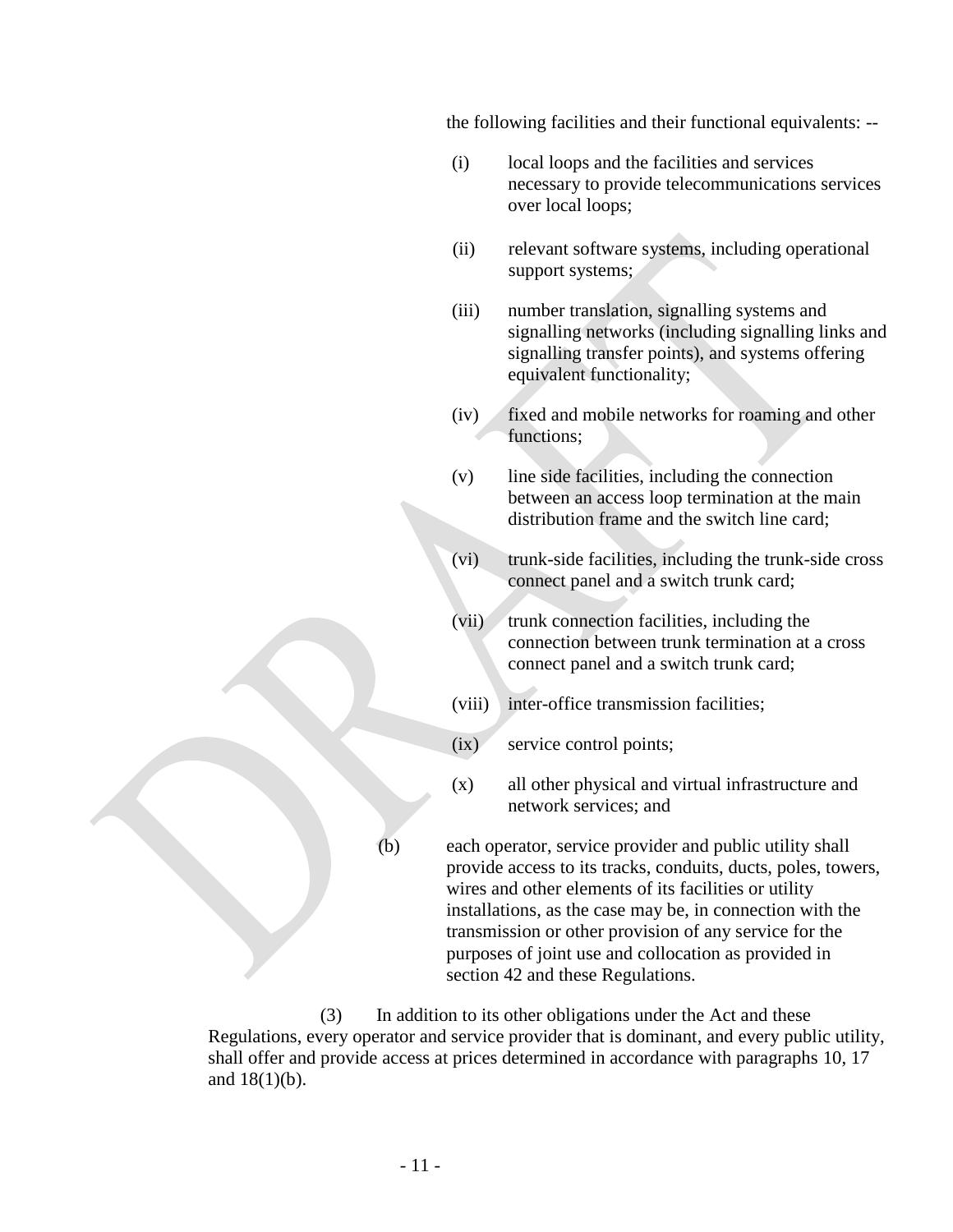the following facilities and their functional equivalents: --

(i) local loops and the facilities and services necessary to provide telecommunications services over local loops;

(ii) relevant software systems, including operational support systems;

(iii) number translation, signalling systems and signalling networks (including signalling links and signalling transfer points), and systems offering equivalent functionality;

(iv) fixed and mobile networks for roaming and other functions;

(v) line side facilities, including the connection between an access loop termination at the main distribution frame and the switch line card;

(vi) trunk-side facilities, including the trunk-side cross connect panel and a switch trunk card;

(vii) trunk connection facilities, including the connection between trunk termination at a cross connect panel and a switch trunk card;

(viii) inter-office transmission facilities;

(ix) service control points;

(x) all other physical and virtual infrastructure and network services; and

(b) each operator, service provider and public utility shall provide access to its tracks, conduits, ducts, poles, towers, wires and other elements of its facilities or utility installations, as the case may be, in connection with the transmission or other provision of any service for the purposes of joint use and collocation as provided in section 42 and these Regulations.

(3) In addition to its other obligations under the Act and these Regulations, every operator and service provider that is dominant, and every public utility, shall offer and provide access at prices determined in accordance with paragraphs 10, 17 and 18(1)(b).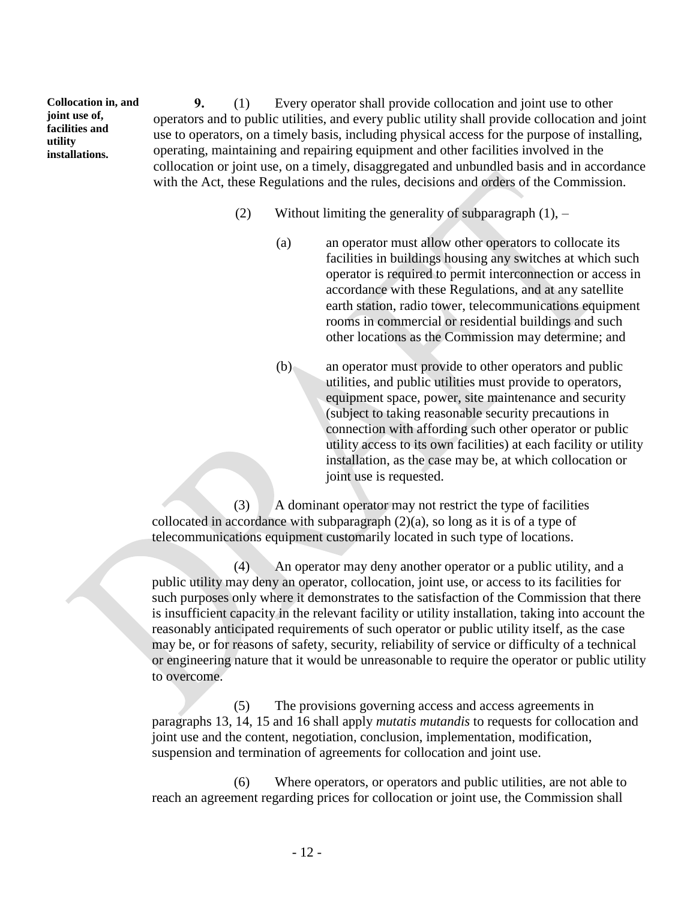**Collocation in, and joint use of, facilities and utility installations.**

**9.** (1) Every operator shall provide collocation and joint use to other operators and to public utilities, and every public utility shall provide collocation and joint use to operators, on a timely basis, including physical access for the purpose of installing, operating, maintaining and repairing equipment and other facilities involved in the collocation or joint use, on a timely, disaggregated and unbundled basis and in accordance with the Act, these Regulations and the rules, decisions and orders of the Commission.

(2) Without limiting the generality of subparagraph (1), –

(a) an operator must allow other operators to collocate its facilities in buildings housing any switches at which such operator is required to permit interconnection or access in accordance with these Regulations, and at any satellite earth station, radio tower, telecommunications equipment rooms in commercial or residential buildings and such other locations as the Commission may determine; and

(b) an operator must provide to other operators and public utilities, and public utilities must provide to operators, equipment space, power, site maintenance and security (subject to taking reasonable security precautions in connection with affording such other operator or public utility access to its own facilities) at each facility or utility installation, as the case may be, at which collocation or joint use is requested.

(3) A dominant operator may not restrict the type of facilities collocated in accordance with subparagraph (2)(a), so long as it is of a type of telecommunications equipment customarily located in such type of locations.

(4) An operator may deny another operator or a public utility, and a public utility may deny an operator, collocation, joint use, or access to its facilities for such purposes only where it demonstrates to the satisfaction of the Commission that there is insufficient capacity in the relevant facility or utility installation, taking into account the reasonably anticipated requirements of such operator or public utility itself, as the case may be, or for reasons of safety, security, reliability of service or difficulty of a technical or engineering nature that it would be unreasonable to require the operator or public utility to overcome.

(5) The provisions governing access and access agreements in paragraphs 13, 14, 15 and 16 shall apply *mutatis mutandis* to requests for collocation and joint use and the content, negotiation, conclusion, implementation, modification, suspension and termination of agreements for collocation and joint use.

(6) Where operators, or operators and public utilities, are not able to reach an agreement regarding prices for collocation or joint use, the Commission shall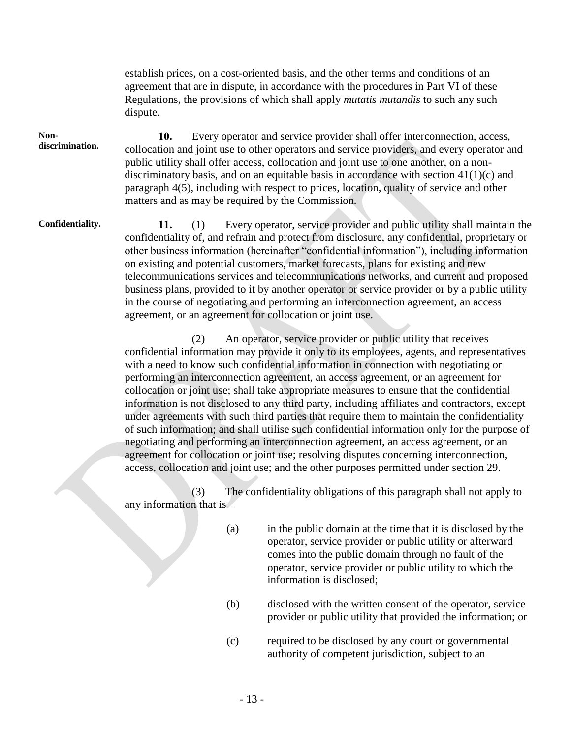establish prices, on a cost-oriented basis, and the other terms and conditions of an agreement that are in dispute, in accordance with the procedures in Part VI of these Regulations, the provisions of which shall apply *mutatis mutandis* to such any such dispute.

**Non-discrimination.**

**10.** Every operator and service provider shall offer interconnection, access, collocation and joint use to other operators and service providers, and every operator and public utility shall offer access, collocation and joint use to one another, on a non-discriminatory basis, and on an equitable basis in accordance with section 41(1)(c) and paragraph 4(5), including with respect to prices, location, quality of service and other matters and as may be required by the Commission.

**Confidentiality.**

**11.** (1) Every operator, service provider and public utility shall maintain the confidentiality of, and refrain and protect from disclosure, any confidential, proprietary or other business information (hereinafter "confidential information"), including information on existing and potential customers, market forecasts, plans for existing and new telecommunications services and telecommunications networks, and current and proposed business plans, provided to it by another operator or service provider or by a public utility in the course of negotiating and performing an interconnection agreement, an access agreement, or an agreement for collocation or joint use.

(2) An operator, service provider or public utility that receives confidential information may provide it only to its employees, agents, and representatives with a need to know such confidential information in connection with negotiating or performing an interconnection agreement, an access agreement, or an agreement for collocation or joint use; shall take appropriate measures to ensure that the confidential information is not disclosed to any third party, including affiliates and contractors, except under agreements with such third parties that require them to maintain the confidentiality of such information; and shall utilise such confidential information only for the purpose of negotiating and performing an interconnection agreement, an access agreement, or an agreement for collocation or joint use; resolving disputes concerning interconnection, access, collocation and joint use; and the other purposes permitted under section 29.

(3) The confidentiality obligations of this paragraph shall not apply to any information that is –

(a) in the public domain at the time that it is disclosed by the operator, service provider or public utility or afterward comes into the public domain through no fault of the operator, service provider or public utility to which the information is disclosed;

(b) disclosed with the written consent of the operator, service provider or public utility that provided the information; or

(c) required to be disclosed by any court or governmental authority of competent jurisdiction, subject to an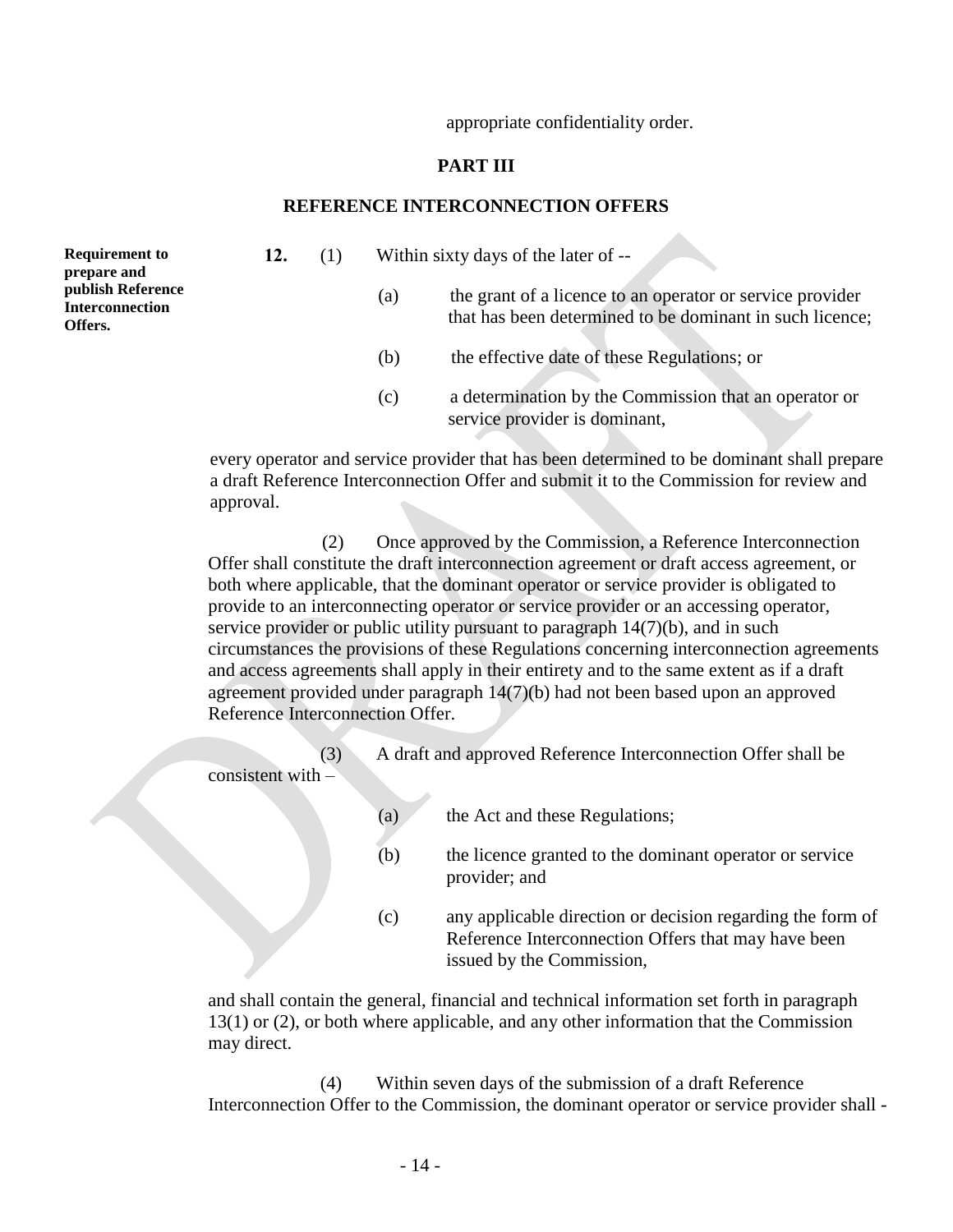appropriate confidentiality order.

## PART III

## REFERENCE INTERCONNECTION OFFERS

**Requirement to prepare and publish Reference Interconnection Offers.**

**12.** (1) Within sixty days of the later of --

(a) the grant of a licence to an operator or service provider that has been determined to be dominant in such licence;

(b) the effective date of these Regulations; or

(c) a determination by the Commission that an operator or service provider is dominant,

every operator and service provider that has been determined to be dominant shall prepare a draft Reference Interconnection Offer and submit it to the Commission for review and approval.

(2) Once approved by the Commission, a Reference Interconnection Offer shall constitute the draft interconnection agreement or draft access agreement, or both where applicable, that the dominant operator or service provider is obligated to provide to an interconnecting operator or service provider or an accessing operator, service provider or public utility pursuant to paragraph 14(7)(b), and in such circumstances the provisions of these Regulations concerning interconnection agreements and access agreements shall apply in their entirety and to the same extent as if a draft agreement provided under paragraph 14(7)(b) had not been based upon an approved Reference Interconnection Offer.

(3) A draft and approved Reference Interconnection Offer shall be consistent with –

(a) the Act and these Regulations;

(b) the licence granted to the dominant operator or service provider; and

(c) any applicable direction or decision regarding the form of Reference Interconnection Offers that may have been issued by the Commission,

and shall contain the general, financial and technical information set forth in paragraph 13(1) or (2), or both where applicable, and any other information that the Commission may direct.

(4) Within seven days of the submission of a draft Reference Interconnection Offer to the Commission, the dominant operator or service provider shall -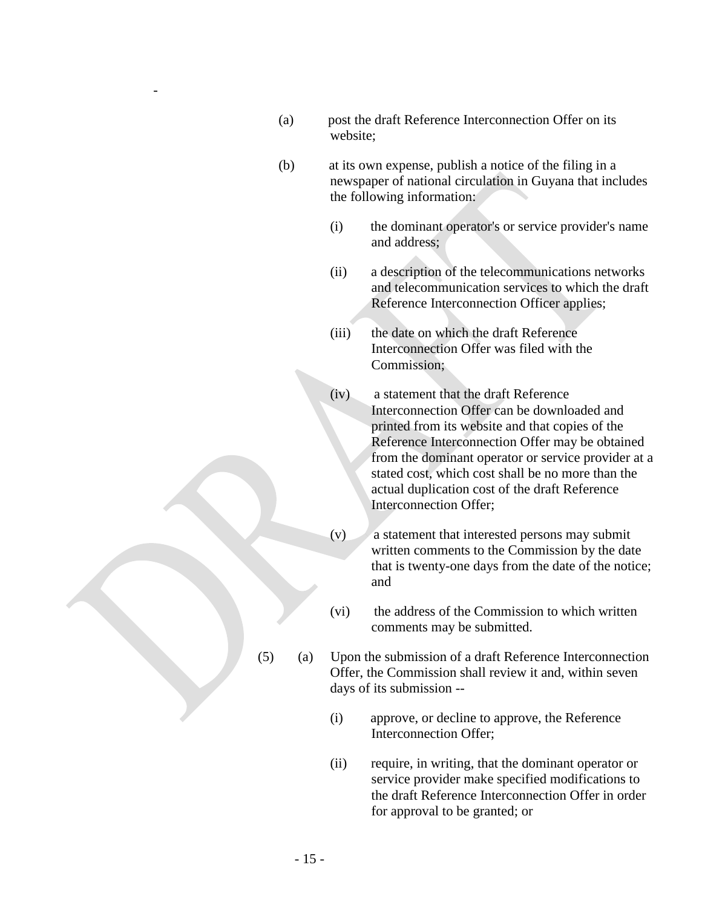-

(a) post the draft Reference Interconnection Offer on its website;

(b) at its own expense, publish a notice of the filing in a newspaper of national circulation in Guyana that includes the following information:

   (i) the dominant operator's or service provider's name and address;

   (ii) a description of the telecommunications networks and telecommunication services to which the draft Reference Interconnection Officer applies;

   (iii) the date on which the draft Reference Interconnection Offer was filed with the Commission;

   (iv) a statement that the draft Reference Interconnection Offer can be downloaded and printed from its website and that copies of the Reference Interconnection Offer may be obtained from the dominant operator or service provider at a stated cost, which cost shall be no more than the actual duplication cost of the draft Reference Interconnection Offer;

   (v) a statement that interested persons may submit written comments to the Commission by the date that is twenty-one days from the date of the notice; and

   (vi) the address of the Commission to which written comments may be submitted.

(5) (a) Upon the submission of a draft Reference Interconnection Offer, the Commission shall review it and, within seven days of its submission --

   (i) approve, or decline to approve, the Reference Interconnection Offer;

   (ii) require, in writing, that the dominant operator or service provider make specified modifications to the draft Reference Interconnection Offer in order for approval to be granted; or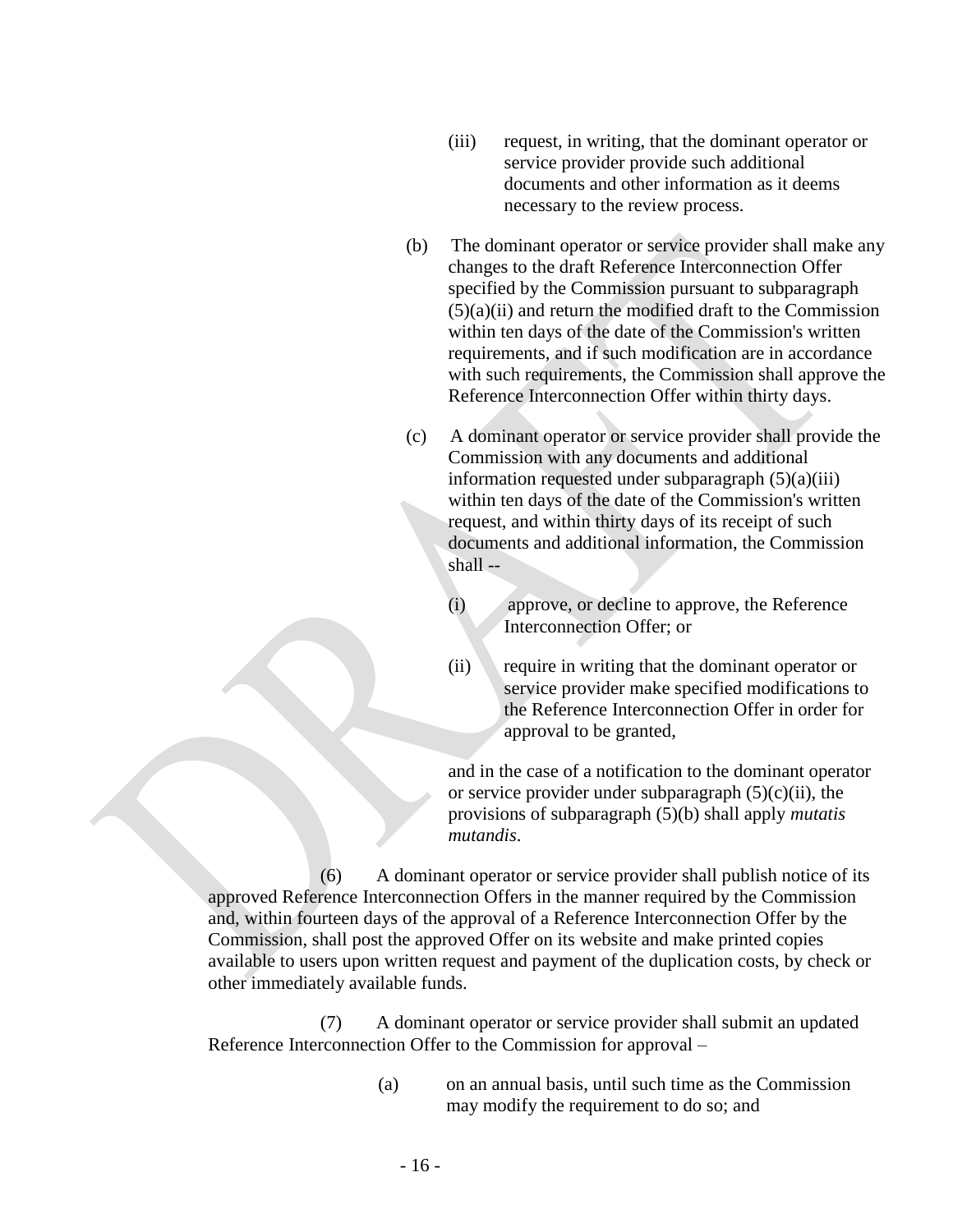(iii) request, in writing, that the dominant operator or service provider provide such additional documents and other information as it deems necessary to the review process.

(b) The dominant operator or service provider shall make any changes to the draft Reference Interconnection Offer specified by the Commission pursuant to subparagraph (5)(a)(ii) and return the modified draft to the Commission within ten days of the date of the Commission's written requirements, and if such modification are in accordance with such requirements, the Commission shall approve the Reference Interconnection Offer within thirty days.

(c) A dominant operator or service provider shall provide the Commission with any documents and additional information requested under subparagraph (5)(a)(iii) within ten days of the date of the Commission's written request, and within thirty days of its receipt of such documents and additional information, the Commission shall --

(i) approve, or decline to approve, the Reference Interconnection Offer; or

(ii) require in writing that the dominant operator or service provider make specified modifications to the Reference Interconnection Offer in order for approval to be granted,

and in the case of a notification to the dominant operator or service provider under subparagraph (5)(c)(ii), the provisions of subparagraph (5)(b) shall apply *mutatis mutandis*.

(6) A dominant operator or service provider shall publish notice of its approved Reference Interconnection Offers in the manner required by the Commission and, within fourteen days of the approval of a Reference Interconnection Offer by the Commission, shall post the approved Offer on its website and make printed copies available to users upon written request and payment of the duplication costs, by check or other immediately available funds.

(7) A dominant operator or service provider shall submit an updated Reference Interconnection Offer to the Commission for approval –

(a) on an annual basis, until such time as the Commission may modify the requirement to do so; and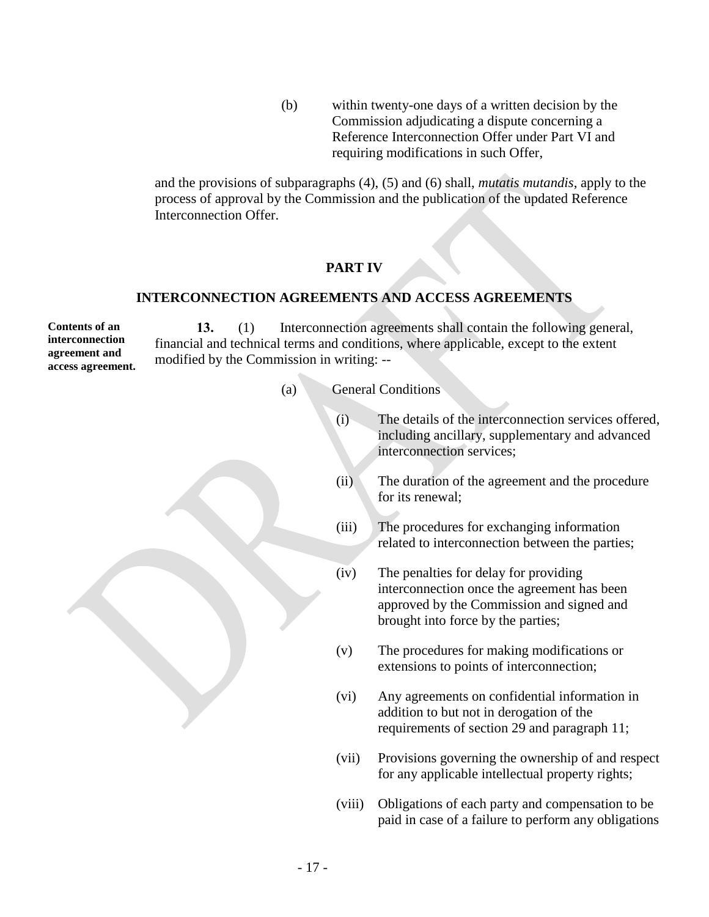(b) within twenty-one days of a written decision by the Commission adjudicating a dispute concerning a Reference Interconnection Offer under Part VI and requiring modifications in such Offer,

and the provisions of subparagraphs (4), (5) and (6) shall, *mutatis mutandis*, apply to the process of approval by the Commission and the publication of the updated Reference Interconnection Offer.

## PART IV

## INTERCONNECTION AGREEMENTS AND ACCESS AGREEMENTS

**Contents of an interconnection agreement and access agreement.**

**13.** (1) Interconnection agreements shall contain the following general, financial and technical terms and conditions, where applicable, except to the extent modified by the Commission in writing: --

(a) General Conditions

(i) The details of the interconnection services offered, including ancillary, supplementary and advanced interconnection services;

(ii) The duration of the agreement and the procedure for its renewal;

(iii) The procedures for exchanging information related to interconnection between the parties;

(iv) The penalties for delay for providing interconnection once the agreement has been approved by the Commission and signed and brought into force by the parties;

(v) The procedures for making modifications or extensions to points of interconnection;

(vi) Any agreements on confidential information in addition to but not in derogation of the requirements of section 29 and paragraph 11;

(vii) Provisions governing the ownership of and respect for any applicable intellectual property rights;

(viii) Obligations of each party and compensation to be paid in case of a failure to perform any obligations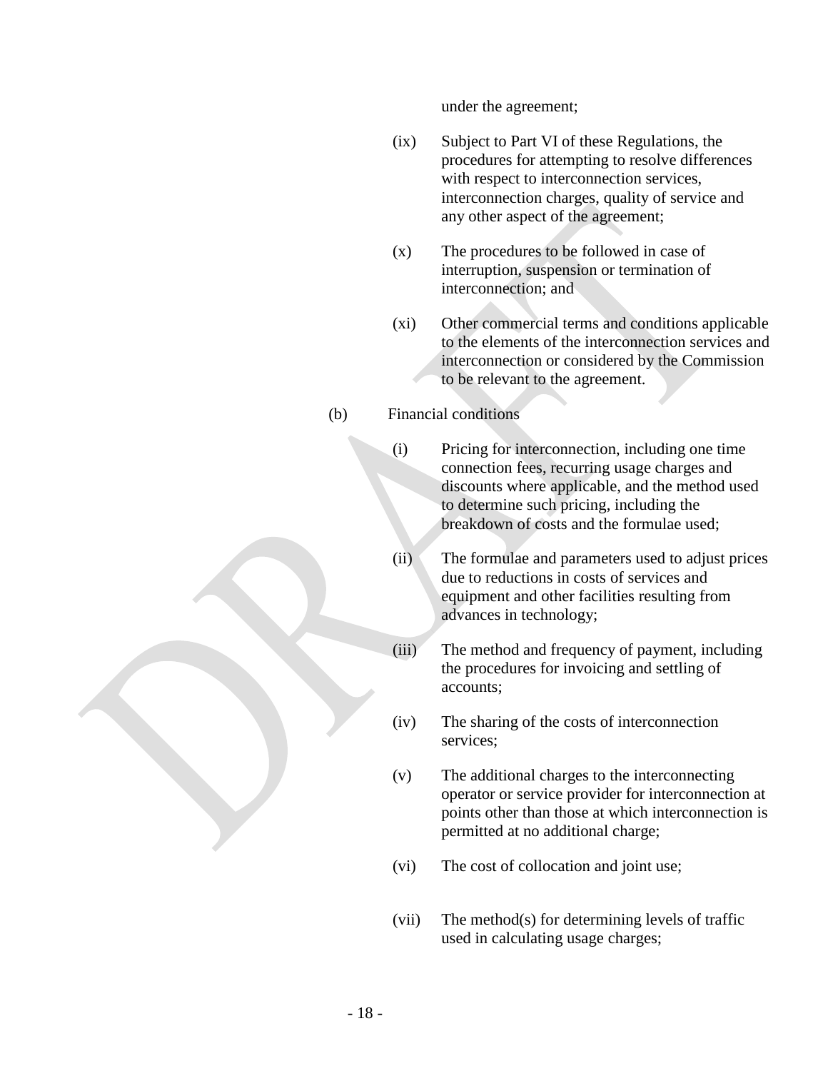under the agreement;

(ix) Subject to Part VI of these Regulations, the procedures for attempting to resolve differences with respect to interconnection services, interconnection charges, quality of service and any other aspect of the agreement;

(x) The procedures to be followed in case of interruption, suspension or termination of interconnection; and

(xi) Other commercial terms and conditions applicable to the elements of the interconnection services and interconnection or considered by the Commission to be relevant to the agreement.

(b) Financial conditions

(i) Pricing for interconnection, including one time connection fees, recurring usage charges and discounts where applicable, and the method used to determine such pricing, including the breakdown of costs and the formulae used;

(ii) The formulae and parameters used to adjust prices due to reductions in costs of services and equipment and other facilities resulting from advances in technology;

(iii) The method and frequency of payment, including the procedures for invoicing and settling of accounts;

(iv) The sharing of the costs of interconnection services;

(v) The additional charges to the interconnecting operator or service provider for interconnection at points other than those at which interconnection is permitted at no additional charge;

(vi) The cost of collocation and joint use;

(vii) The method(s) for determining levels of traffic used in calculating usage charges;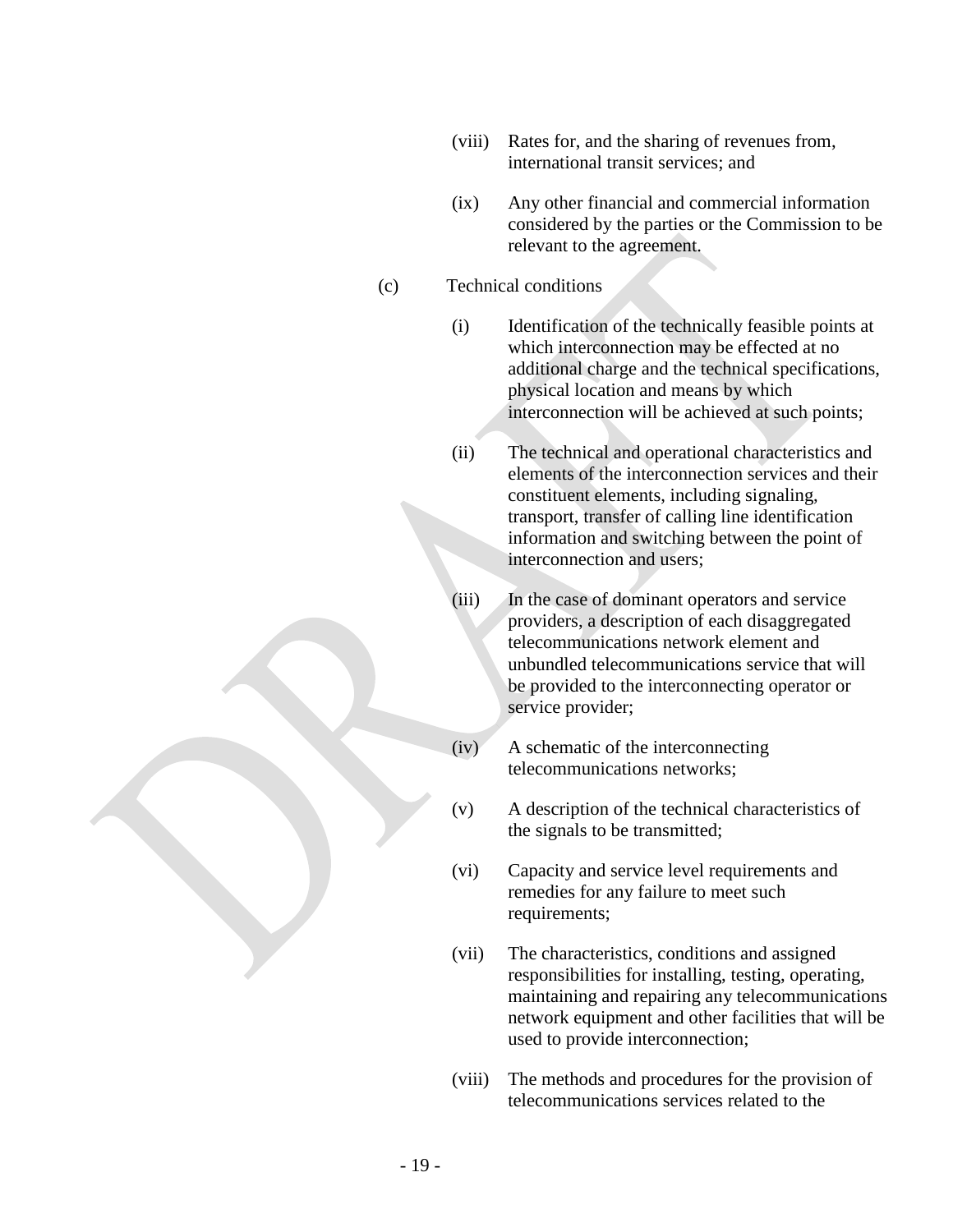(viii) Rates for, and the sharing of revenues from, international transit services; and

(ix) Any other financial and commercial information considered by the parties or the Commission to be relevant to the agreement.

(c) Technical conditions

(i) Identification of the technically feasible points at which interconnection may be effected at no additional charge and the technical specifications, physical location and means by which interconnection will be achieved at such points;

(ii) The technical and operational characteristics and elements of the interconnection services and their constituent elements, including signaling, transport, transfer of calling line identification information and switching between the point of interconnection and users;

(iii) In the case of dominant operators and service providers, a description of each disaggregated telecommunications network element and unbundled telecommunications service that will be provided to the interconnecting operator or service provider;

(iv) A schematic of the interconnecting telecommunications networks;

(v) A description of the technical characteristics of the signals to be transmitted;

(vi) Capacity and service level requirements and remedies for any failure to meet such requirements;

(vii) The characteristics, conditions and assigned responsibilities for installing, testing, operating, maintaining and repairing any telecommunications network equipment and other facilities that will be used to provide interconnection;

(viii) The methods and procedures for the provision of telecommunications services related to the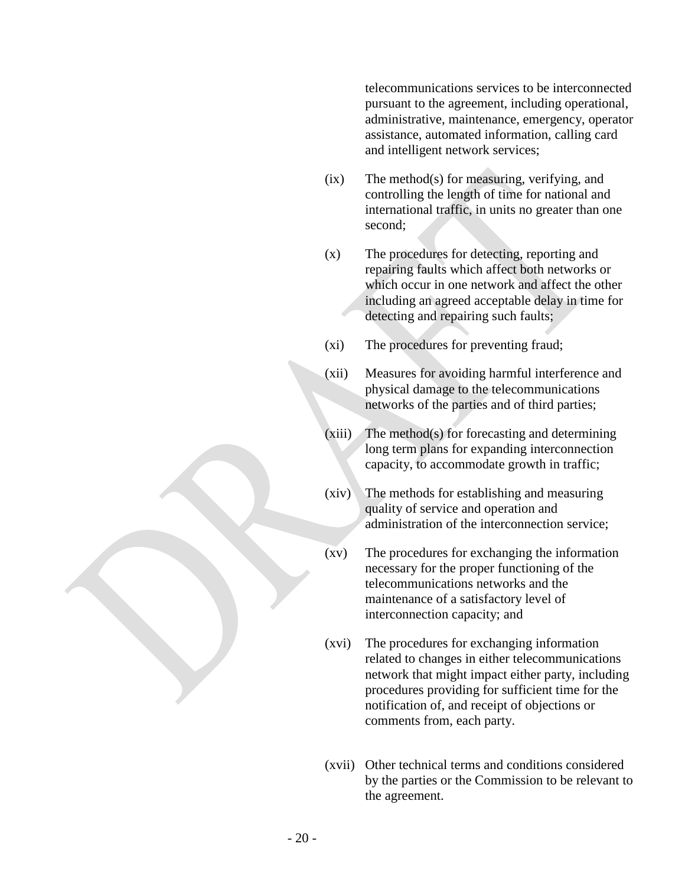telecommunications services to be interconnected pursuant to the agreement, including operational, administrative, maintenance, emergency, operator assistance, automated information, calling card and intelligent network services;

(ix) The method(s) for measuring, verifying, and controlling the length of time for national and international traffic, in units no greater than one second;

(x) The procedures for detecting, reporting and repairing faults which affect both networks or which occur in one network and affect the other including an agreed acceptable delay in time for detecting and repairing such faults;

(xi) The procedures for preventing fraud;

(xii) Measures for avoiding harmful interference and physical damage to the telecommunications networks of the parties and of third parties;

(xiii) The method(s) for forecasting and determining long term plans for expanding interconnection capacity, to accommodate growth in traffic;

(xiv) The methods for establishing and measuring quality of service and operation and administration of the interconnection service;

(xv) The procedures for exchanging the information necessary for the proper functioning of the telecommunications networks and the maintenance of a satisfactory level of interconnection capacity; and

(xvi) The procedures for exchanging information related to changes in either telecommunications network that might impact either party, including procedures providing for sufficient time for the notification of, and receipt of objections or comments from, each party.

(xvii) Other technical terms and conditions considered by the parties or the Commission to be relevant to the agreement.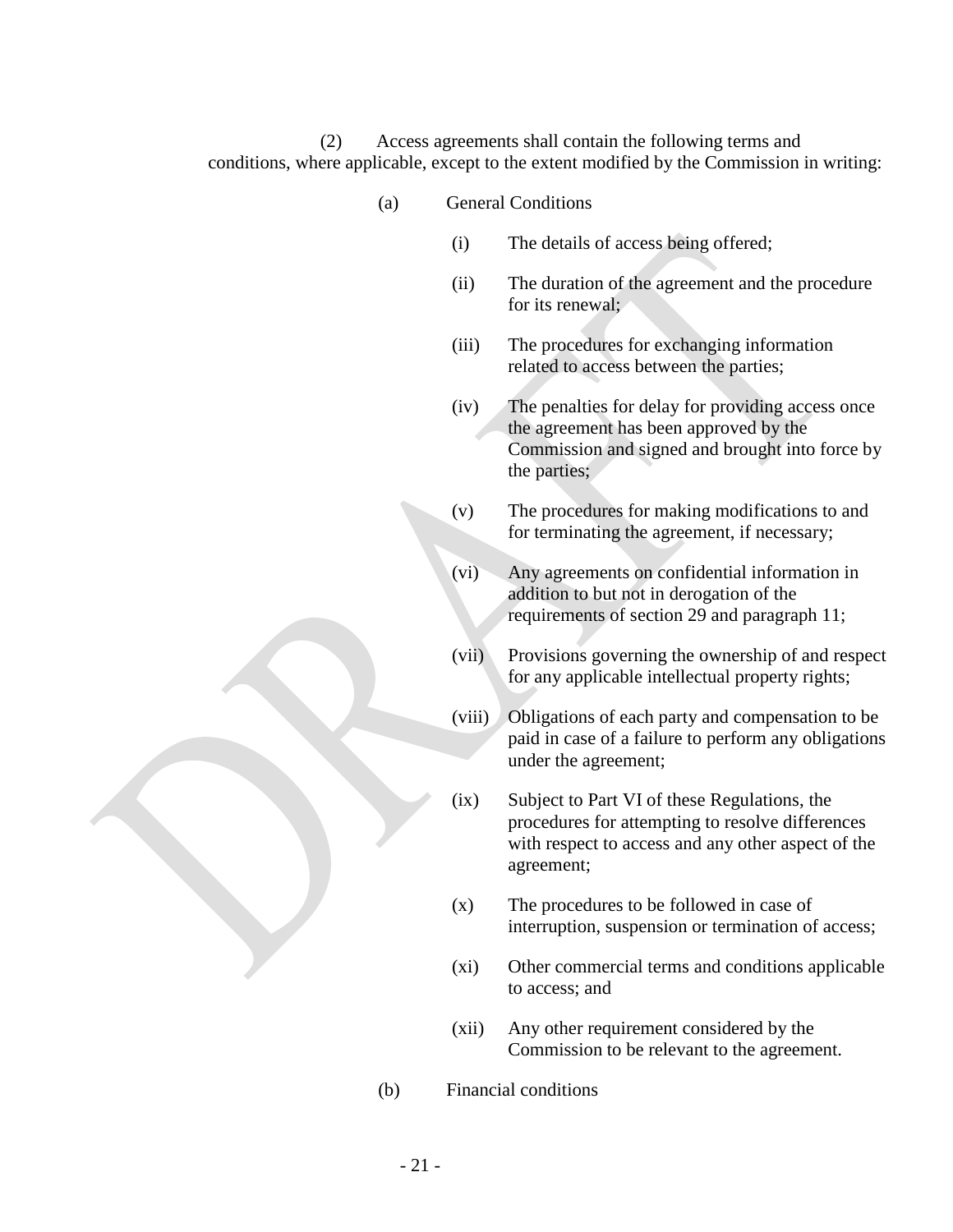(2) Access agreements shall contain the following terms and conditions, where applicable, except to the extent modified by the Commission in writing:

(a) General Conditions

(i) The details of access being offered;

(ii) The duration of the agreement and the procedure for its renewal;

(iii) The procedures for exchanging information related to access between the parties;

(iv) The penalties for delay for providing access once the agreement has been approved by the Commission and signed and brought into force by the parties;

(v) The procedures for making modifications to and for terminating the agreement, if necessary;

(vi) Any agreements on confidential information in addition to but not in derogation of the requirements of section 29 and paragraph 11;

(vii) Provisions governing the ownership of and respect for any applicable intellectual property rights;

(viii) Obligations of each party and compensation to be paid in case of a failure to perform any obligations under the agreement;

(ix) Subject to Part VI of these Regulations, the procedures for attempting to resolve differences with respect to access and any other aspect of the agreement;

(x) The procedures to be followed in case of interruption, suspension or termination of access;

(xi) Other commercial terms and conditions applicable to access; and

(xii) Any other requirement considered by the Commission to be relevant to the agreement.

(b) Financial conditions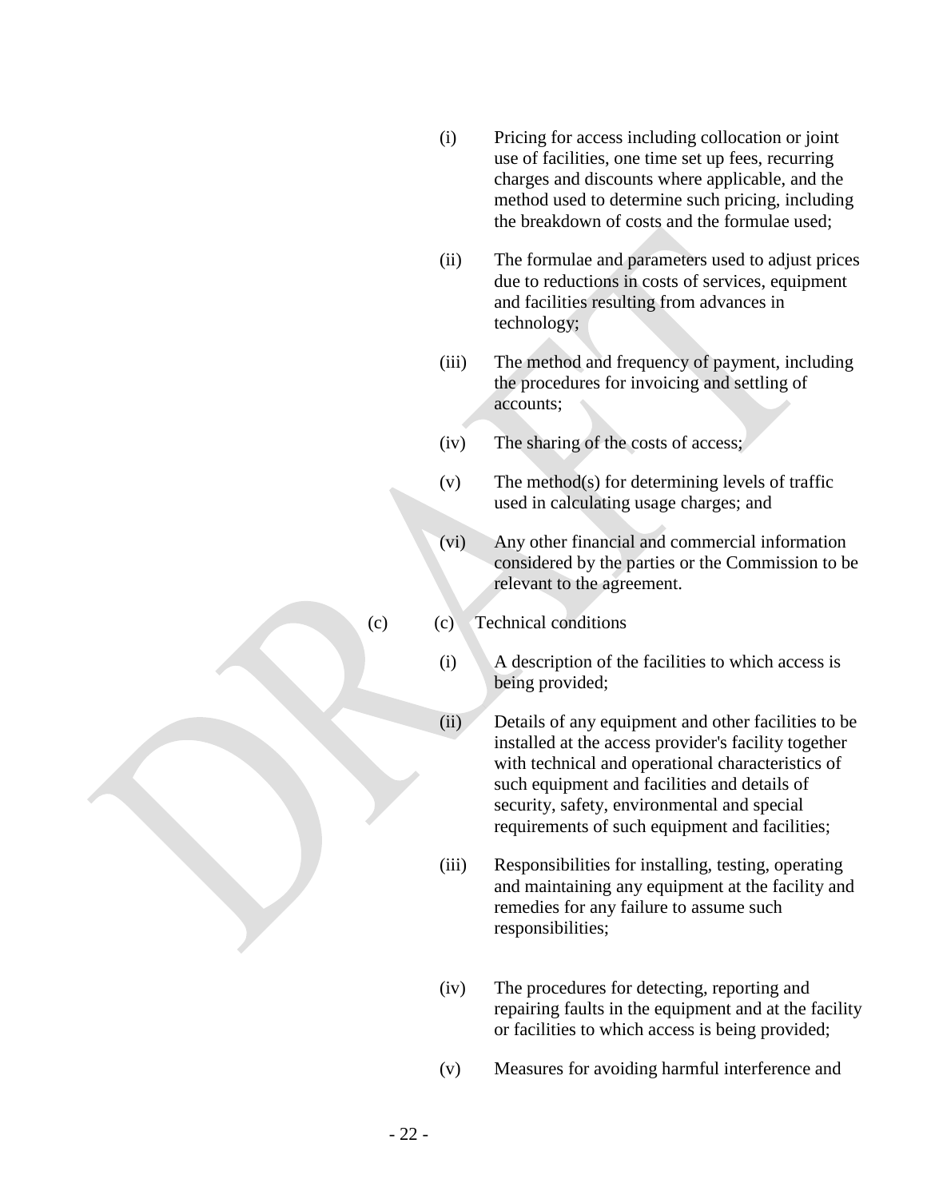(i) Pricing for access including collocation or joint use of facilities, one time set up fees, recurring charges and discounts where applicable, and the method used to determine such pricing, including the breakdown of costs and the formulae used;

(ii) The formulae and parameters used to adjust prices due to reductions in costs of services, equipment and facilities resulting from advances in technology;

(iii) The method and frequency of payment, including the procedures for invoicing and settling of accounts;

(iv) The sharing of the costs of access;

(v) The method(s) for determining levels of traffic used in calculating usage charges; and

(vi) Any other financial and commercial information considered by the parties or the Commission to be relevant to the agreement.

(c) (c) Technical conditions

(i) A description of the facilities to which access is being provided;

(ii) Details of any equipment and other facilities to be installed at the access provider's facility together with technical and operational characteristics of such equipment and facilities and details of security, safety, environmental and special requirements of such equipment and facilities;

(iii) Responsibilities for installing, testing, operating and maintaining any equipment at the facility and remedies for any failure to assume such responsibilities;

(iv) The procedures for detecting, reporting and repairing faults in the equipment and at the facility or facilities to which access is being provided;

(v) Measures for avoiding harmful interference and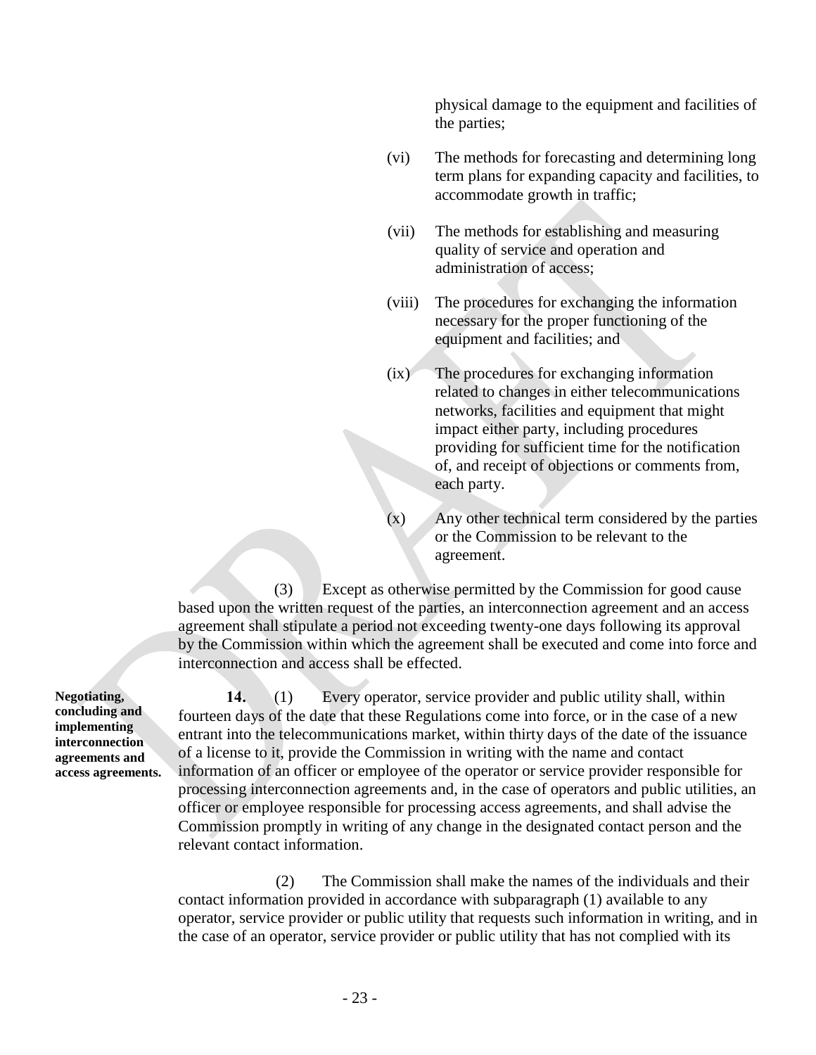physical damage to the equipment and facilities of the parties;

(vi) The methods for forecasting and determining long term plans for expanding capacity and facilities, to accommodate growth in traffic;

(vii) The methods for establishing and measuring quality of service and operation and administration of access;

(viii) The procedures for exchanging the information necessary for the proper functioning of the equipment and facilities; and

(ix) The procedures for exchanging information related to changes in either telecommunications networks, facilities and equipment that might impact either party, including procedures providing for sufficient time for the notification of, and receipt of objections or comments from, each party.

(x) Any other technical term considered by the parties or the Commission to be relevant to the agreement.

(3) Except as otherwise permitted by the Commission for good cause based upon the written request of the parties, an interconnection agreement and an access agreement shall stipulate a period not exceeding twenty-one days following its approval by the Commission within which the agreement shall be executed and come into force and interconnection and access shall be effected.

**Negotiating, concluding and implementing interconnection agreements and access agreements.**

**14.** (1) Every operator, service provider and public utility shall, within fourteen days of the date that these Regulations come into force, or in the case of a new entrant into the telecommunications market, within thirty days of the date of the issuance of a license to it, provide the Commission in writing with the name and contact information of an officer or employee of the operator or service provider responsible for processing interconnection agreements and, in the case of operators and public utilities, an officer or employee responsible for processing access agreements, and shall advise the Commission promptly in writing of any change in the designated contact person and the relevant contact information.

(2) The Commission shall make the names of the individuals and their contact information provided in accordance with subparagraph (1) available to any operator, service provider or public utility that requests such information in writing, and in the case of an operator, service provider or public utility that has not complied with its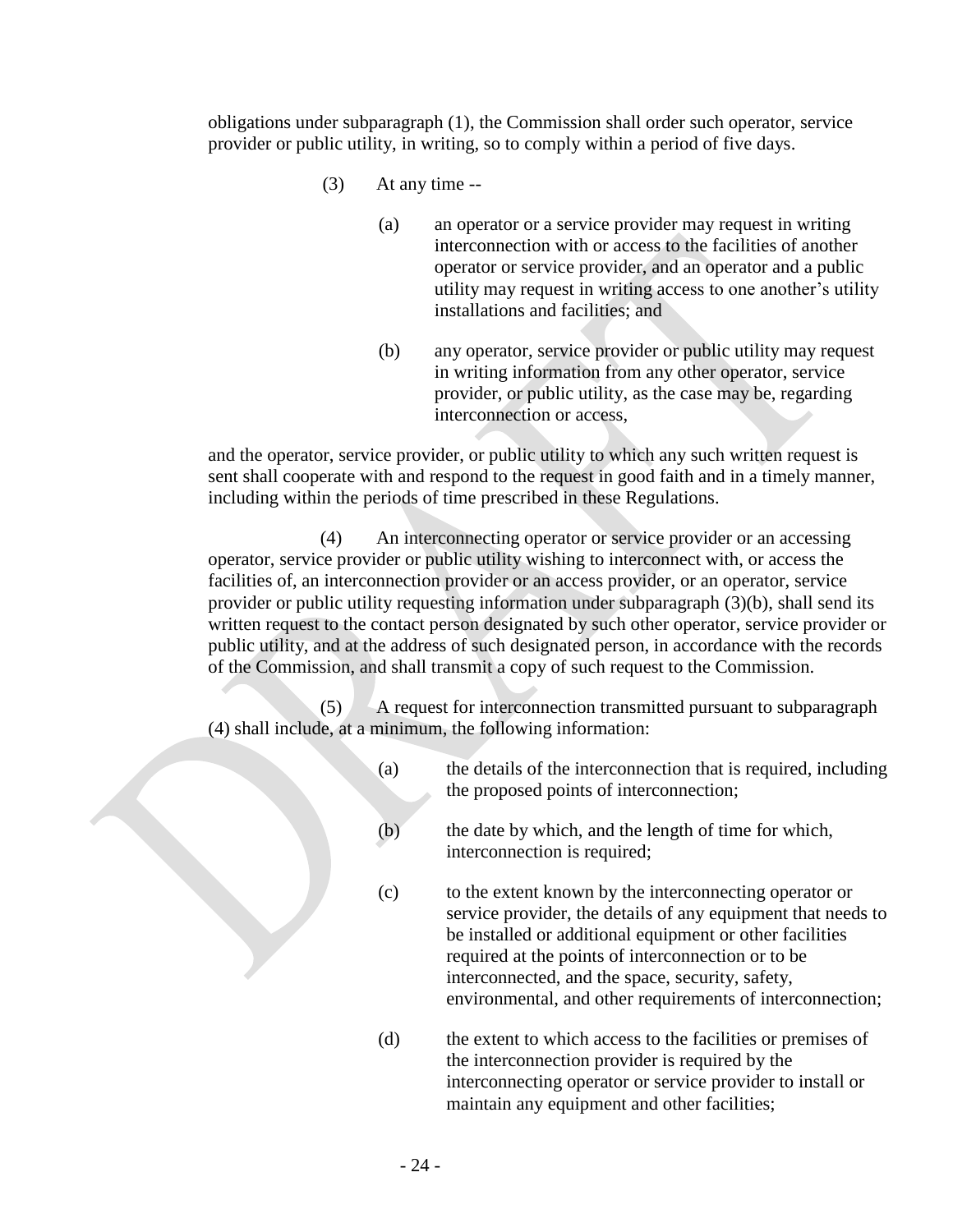obligations under subparagraph (1), the Commission shall order such operator, service provider or public utility, in writing, so to comply within a period of five days.

(3) At any time --

(a) an operator or a service provider may request in writing interconnection with or access to the facilities of another operator or service provider, and an operator and a public utility may request in writing access to one another's utility installations and facilities; and

(b) any operator, service provider or public utility may request in writing information from any other operator, service provider, or public utility, as the case may be, regarding interconnection or access,

and the operator, service provider, or public utility to which any such written request is sent shall cooperate with and respond to the request in good faith and in a timely manner, including within the periods of time prescribed in these Regulations.

(4) An interconnecting operator or service provider or an accessing operator, service provider or public utility wishing to interconnect with, or access the facilities of, an interconnection provider or an access provider, or an operator, service provider or public utility requesting information under subparagraph (3)(b), shall send its written request to the contact person designated by such other operator, service provider or public utility, and at the address of such designated person, in accordance with the records of the Commission, and shall transmit a copy of such request to the Commission.

(5) A request for interconnection transmitted pursuant to subparagraph (4) shall include, at a minimum, the following information:

(a) the details of the interconnection that is required, including the proposed points of interconnection;

(b) the date by which, and the length of time for which, interconnection is required;

(c) to the extent known by the interconnecting operator or service provider, the details of any equipment that needs to be installed or additional equipment or other facilities required at the points of interconnection or to be interconnected, and the space, security, safety, environmental, and other requirements of interconnection;

(d) the extent to which access to the facilities or premises of the interconnection provider is required by the interconnecting operator or service provider to install or maintain any equipment and other facilities;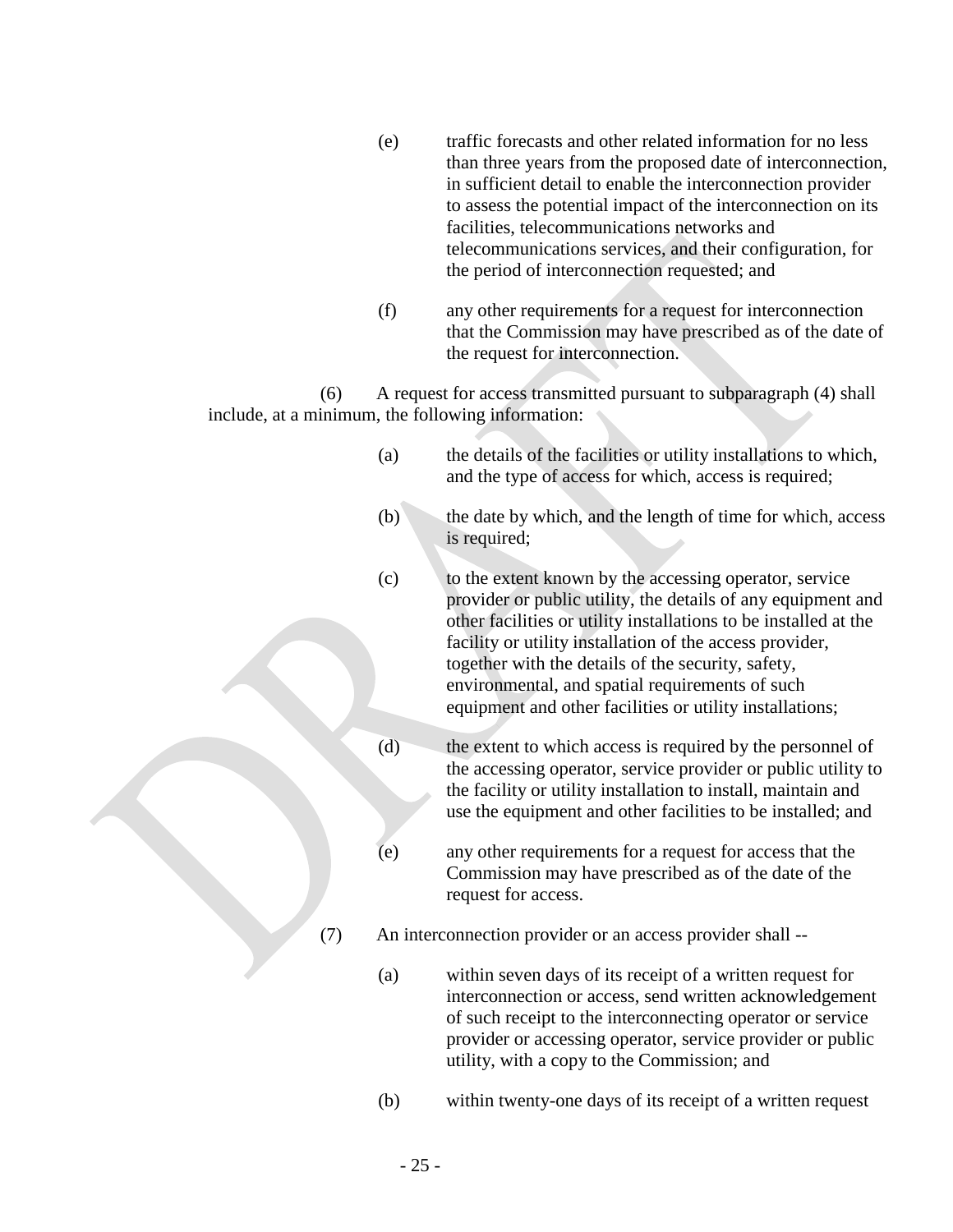(e) traffic forecasts and other related information for no less than three years from the proposed date of interconnection, in sufficient detail to enable the interconnection provider to assess the potential impact of the interconnection on its facilities, telecommunications networks and telecommunications services, and their configuration, for the period of interconnection requested; and

(f) any other requirements for a request for interconnection that the Commission may have prescribed as of the date of the request for interconnection.

(6) A request for access transmitted pursuant to subparagraph (4) shall include, at a minimum, the following information:

(a) the details of the facilities or utility installations to which, and the type of access for which, access is required;

(b) the date by which, and the length of time for which, access is required;

(c) to the extent known by the accessing operator, service provider or public utility, the details of any equipment and other facilities or utility installations to be installed at the facility or utility installation of the access provider, together with the details of the security, safety, environmental, and spatial requirements of such equipment and other facilities or utility installations;

(d) the extent to which access is required by the personnel of the accessing operator, service provider or public utility to the facility or utility installation to install, maintain and use the equipment and other facilities to be installed; and

(e) any other requirements for a request for access that the Commission may have prescribed as of the date of the request for access.

(7) An interconnection provider or an access provider shall --

(a) within seven days of its receipt of a written request for interconnection or access, send written acknowledgement of such receipt to the interconnecting operator or service provider or accessing operator, service provider or public utility, with a copy to the Commission; and

(b) within twenty-one days of its receipt of a written request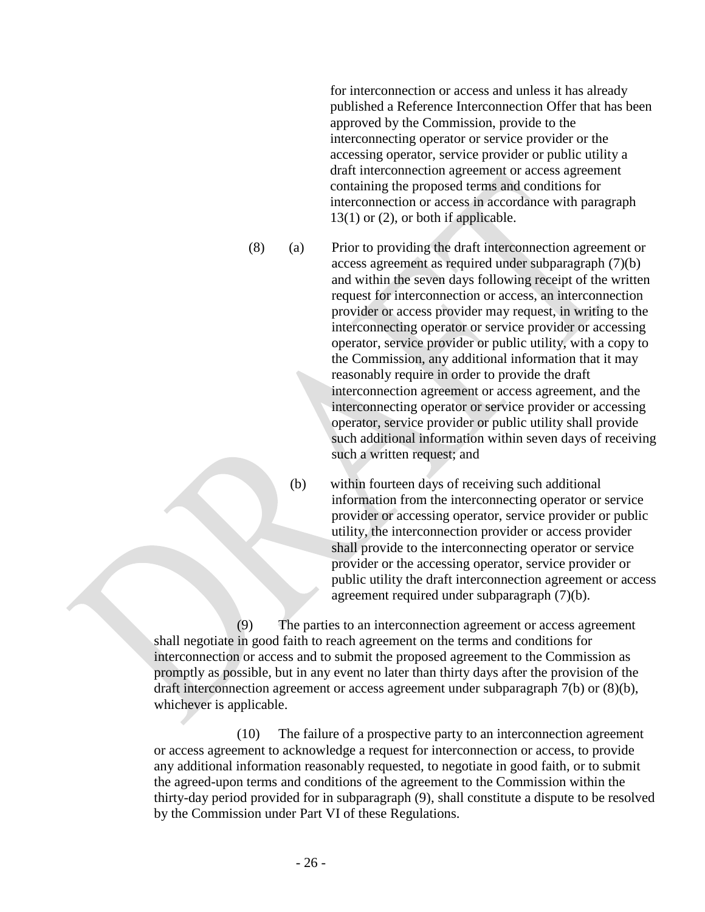for interconnection or access and unless it has already published a Reference Interconnection Offer that has been approved by the Commission, provide to the interconnecting operator or service provider or the accessing operator, service provider or public utility a draft interconnection agreement or access agreement containing the proposed terms and conditions for interconnection or access in accordance with paragraph 13(1) or (2), or both if applicable.

(8) (a) Prior to providing the draft interconnection agreement or access agreement as required under subparagraph (7)(b) and within the seven days following receipt of the written request for interconnection or access, an interconnection provider or access provider may request, in writing to the interconnecting operator or service provider or accessing operator, service provider or public utility, with a copy to the Commission, any additional information that it may reasonably require in order to provide the draft interconnection agreement or access agreement, and the interconnecting operator or service provider or accessing operator, service provider or public utility shall provide such additional information within seven days of receiving such a written request; and

(b) within fourteen days of receiving such additional information from the interconnecting operator or service provider or accessing operator, service provider or public utility, the interconnection provider or access provider shall provide to the interconnecting operator or service provider or the accessing operator, service provider or public utility the draft interconnection agreement or access agreement required under subparagraph (7)(b).

(9) The parties to an interconnection agreement or access agreement shall negotiate in good faith to reach agreement on the terms and conditions for interconnection or access and to submit the proposed agreement to the Commission as promptly as possible, but in any event no later than thirty days after the provision of the draft interconnection agreement or access agreement under subparagraph 7(b) or (8)(b), whichever is applicable.

(10) The failure of a prospective party to an interconnection agreement or access agreement to acknowledge a request for interconnection or access, to provide any additional information reasonably requested, to negotiate in good faith, or to submit the agreed-upon terms and conditions of the agreement to the Commission within the thirty-day period provided for in subparagraph (9), shall constitute a dispute to be resolved by the Commission under Part VI of these Regulations.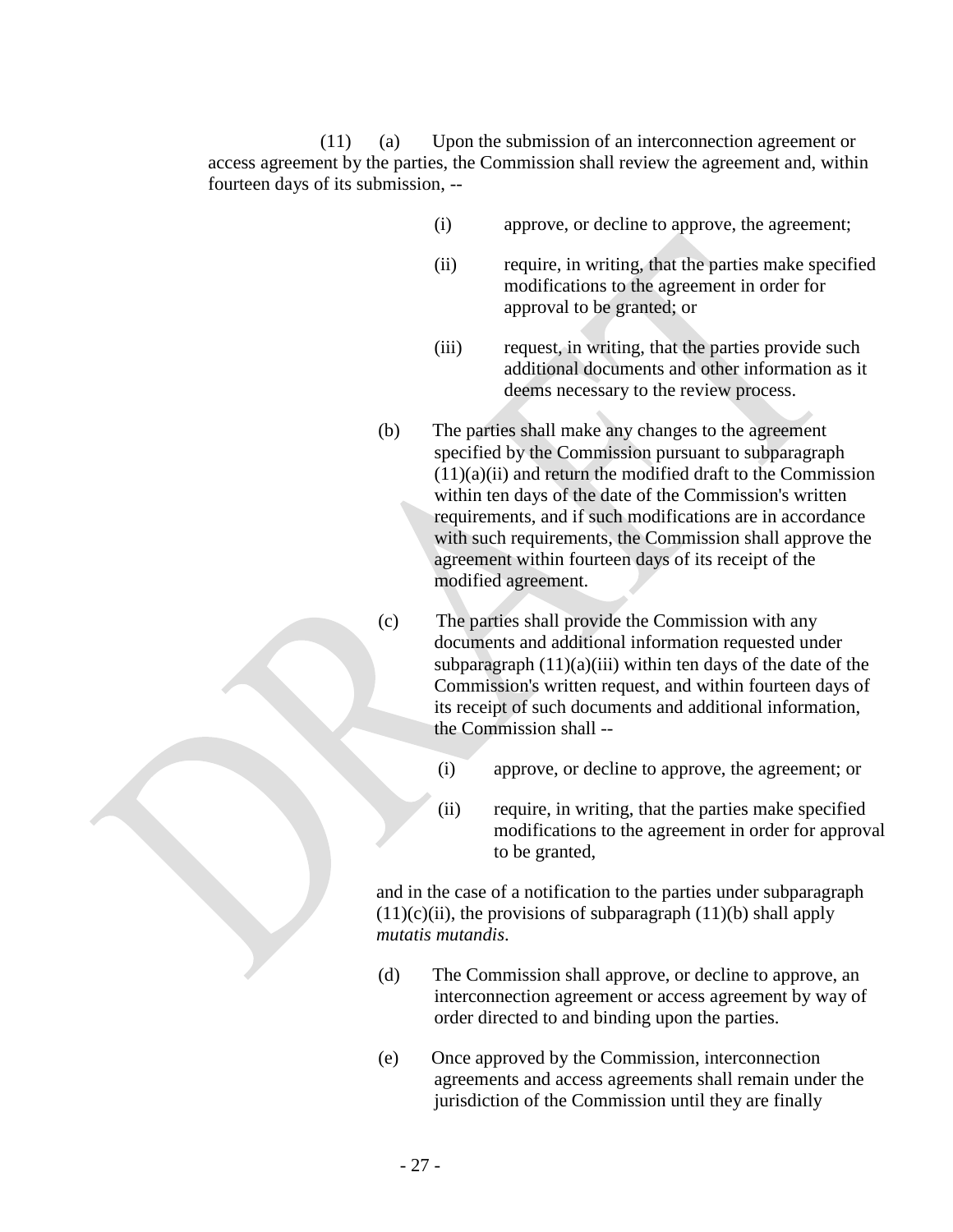(11) (a) Upon the submission of an interconnection agreement or access agreement by the parties, the Commission shall review the agreement and, within fourteen days of its submission, --

(i) approve, or decline to approve, the agreement;

(ii) require, in writing, that the parties make specified modifications to the agreement in order for approval to be granted; or

(iii) request, in writing, that the parties provide such additional documents and other information as it deems necessary to the review process.

(b) The parties shall make any changes to the agreement specified by the Commission pursuant to subparagraph (11)(a)(ii) and return the modified draft to the Commission within ten days of the date of the Commission's written requirements, and if such modifications are in accordance with such requirements, the Commission shall approve the agreement within fourteen days of its receipt of the modified agreement.

(c) The parties shall provide the Commission with any documents and additional information requested under subparagraph (11)(a)(iii) within ten days of the date of the Commission's written request, and within fourteen days of its receipt of such documents and additional information, the Commission shall --

(i) approve, or decline to approve, the agreement; or

(ii) require, in writing, that the parties make specified modifications to the agreement in order for approval to be granted,

and in the case of a notification to the parties under subparagraph (11)(c)(ii), the provisions of subparagraph (11)(b) shall apply *mutatis mutandis*.

(d) The Commission shall approve, or decline to approve, an interconnection agreement or access agreement by way of order directed to and binding upon the parties.

(e) Once approved by the Commission, interconnection agreements and access agreements shall remain under the jurisdiction of the Commission until they are finally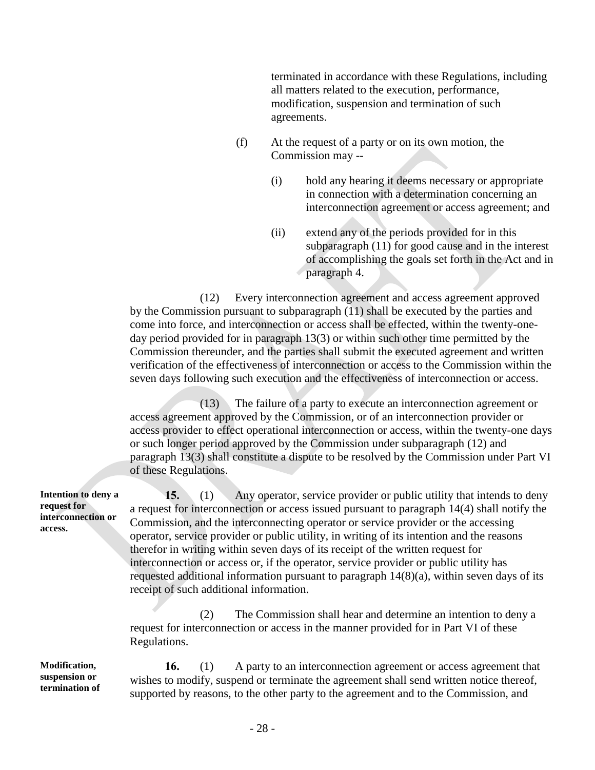terminated in accordance with these Regulations, including all matters related to the execution, performance, modification, suspension and termination of such agreements.

(f) At the request of a party or on its own motion, the Commission may --

(i) hold any hearing it deems necessary or appropriate in connection with a determination concerning an interconnection agreement or access agreement; and

(ii) extend any of the periods provided for in this subparagraph (11) for good cause and in the interest of accomplishing the goals set forth in the Act and in paragraph 4.

(12) Every interconnection agreement and access agreement approved by the Commission pursuant to subparagraph (11) shall be executed by the parties and come into force, and interconnection or access shall be effected, within the twenty-one-day period provided for in paragraph 13(3) or within such other time permitted by the Commission thereunder, and the parties shall submit the executed agreement and written verification of the effectiveness of interconnection or access to the Commission within the seven days following such execution and the effectiveness of interconnection or access.

(13) The failure of a party to execute an interconnection agreement or access agreement approved by the Commission, or of an interconnection provider or access provider to effect operational interconnection or access, within the twenty-one days or such longer period approved by the Commission under subparagraph (12) and paragraph 13(3) shall constitute a dispute to be resolved by the Commission under Part VI of these Regulations.

**Intention to deny a request for interconnection or access.**

**15.** (1) Any operator, service provider or public utility that intends to deny a request for interconnection or access issued pursuant to paragraph 14(4) shall notify the Commission, and the interconnecting operator or service provider or the accessing operator, service provider or public utility, in writing of its intention and the reasons therefor in writing within seven days of its receipt of the written request for interconnection or access or, if the operator, service provider or public utility has requested additional information pursuant to paragraph 14(8)(a), within seven days of its receipt of such additional information.

(2) The Commission shall hear and determine an intention to deny a request for interconnection or access in the manner provided for in Part VI of these Regulations.

**Modification, suspension or termination of**

**16.** (1) A party to an interconnection agreement or access agreement that wishes to modify, suspend or terminate the agreement shall send written notice thereof, supported by reasons, to the other party to the agreement and to the Commission, and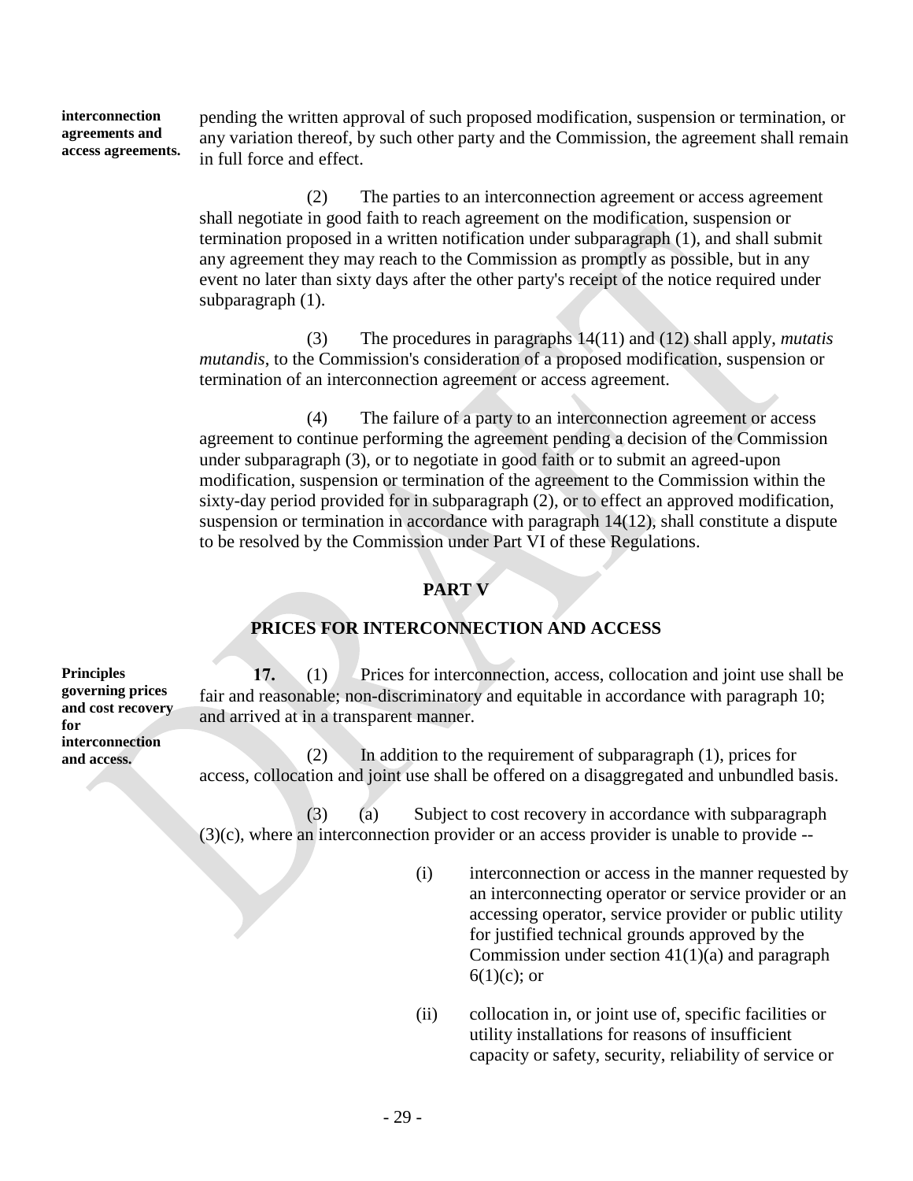**interconnection agreements and access agreements.**

pending the written approval of such proposed modification, suspension or termination, or any variation thereof, by such other party and the Commission, the agreement shall remain in full force and effect.

(2) The parties to an interconnection agreement or access agreement shall negotiate in good faith to reach agreement on the modification, suspension or termination proposed in a written notification under subparagraph (1), and shall submit any agreement they may reach to the Commission as promptly as possible, but in any event no later than sixty days after the other party's receipt of the notice required under subparagraph (1).

(3) The procedures in paragraphs 14(11) and (12) shall apply, *mutatis mutandis*, to the Commission's consideration of a proposed modification, suspension or termination of an interconnection agreement or access agreement.

(4) The failure of a party to an interconnection agreement or access agreement to continue performing the agreement pending a decision of the Commission under subparagraph (3), or to negotiate in good faith or to submit an agreed-upon modification, suspension or termination of the agreement to the Commission within the sixty-day period provided for in subparagraph (2), or to effect an approved modification, suspension or termination in accordance with paragraph 14(12), shall constitute a dispute to be resolved by the Commission under Part VI of these Regulations.

## PART V

## PRICES FOR INTERCONNECTION AND ACCESS

**Principles governing prices and cost recovery for interconnection and access.**

**17.** (1) Prices for interconnection, access, collocation and joint use shall be fair and reasonable; non-discriminatory and equitable in accordance with paragraph 10; and arrived at in a transparent manner.

(2) In addition to the requirement of subparagraph (1), prices for access, collocation and joint use shall be offered on a disaggregated and unbundled basis.

(3) (a) Subject to cost recovery in accordance with subparagraph (3)(c), where an interconnection provider or an access provider is unable to provide --

(i) interconnection or access in the manner requested by an interconnecting operator or service provider or an accessing operator, service provider or public utility for justified technical grounds approved by the Commission under section 41(1)(a) and paragraph 6(1)(c); or

(ii) collocation in, or joint use of, specific facilities or utility installations for reasons of insufficient capacity or safety, security, reliability of service or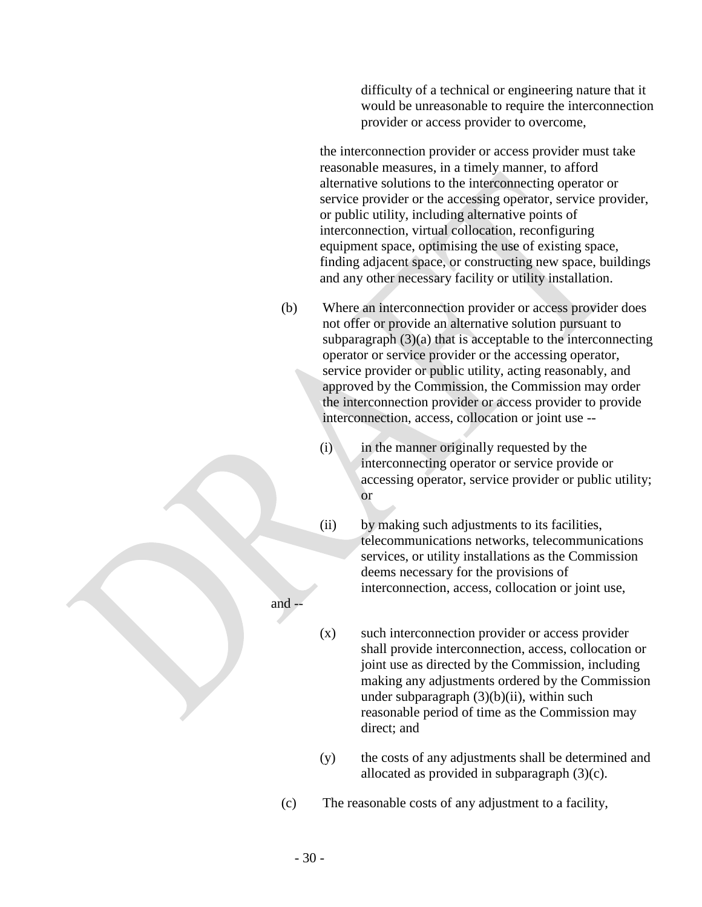difficulty of a technical or engineering nature that it would be unreasonable to require the interconnection provider or access provider to overcome,

the interconnection provider or access provider must take reasonable measures, in a timely manner, to afford alternative solutions to the interconnecting operator or service provider or the accessing operator, service provider, or public utility, including alternative points of interconnection, virtual collocation, reconfiguring equipment space, optimising the use of existing space, finding adjacent space, or constructing new space, buildings and any other necessary facility or utility installation.

(b) Where an interconnection provider or access provider does not offer or provide an alternative solution pursuant to subparagraph (3)(a) that is acceptable to the interconnecting operator or service provider or the accessing operator, service provider or public utility, acting reasonably, and approved by the Commission, the Commission may order the interconnection provider or access provider to provide interconnection, access, collocation or joint use --

(i) in the manner originally requested by the interconnecting operator or service provide or accessing operator, service provider or public utility; or

(ii) by making such adjustments to its facilities, telecommunications networks, telecommunications services, or utility installations as the Commission deems necessary for the provisions of interconnection, access, collocation or joint use,

and --

(x) such interconnection provider or access provider shall provide interconnection, access, collocation or joint use as directed by the Commission, including making any adjustments ordered by the Commission under subparagraph (3)(b)(ii), within such reasonable period of time as the Commission may direct; and

(y) the costs of any adjustments shall be determined and allocated as provided in subparagraph (3)(c).

(c) The reasonable costs of any adjustment to a facility,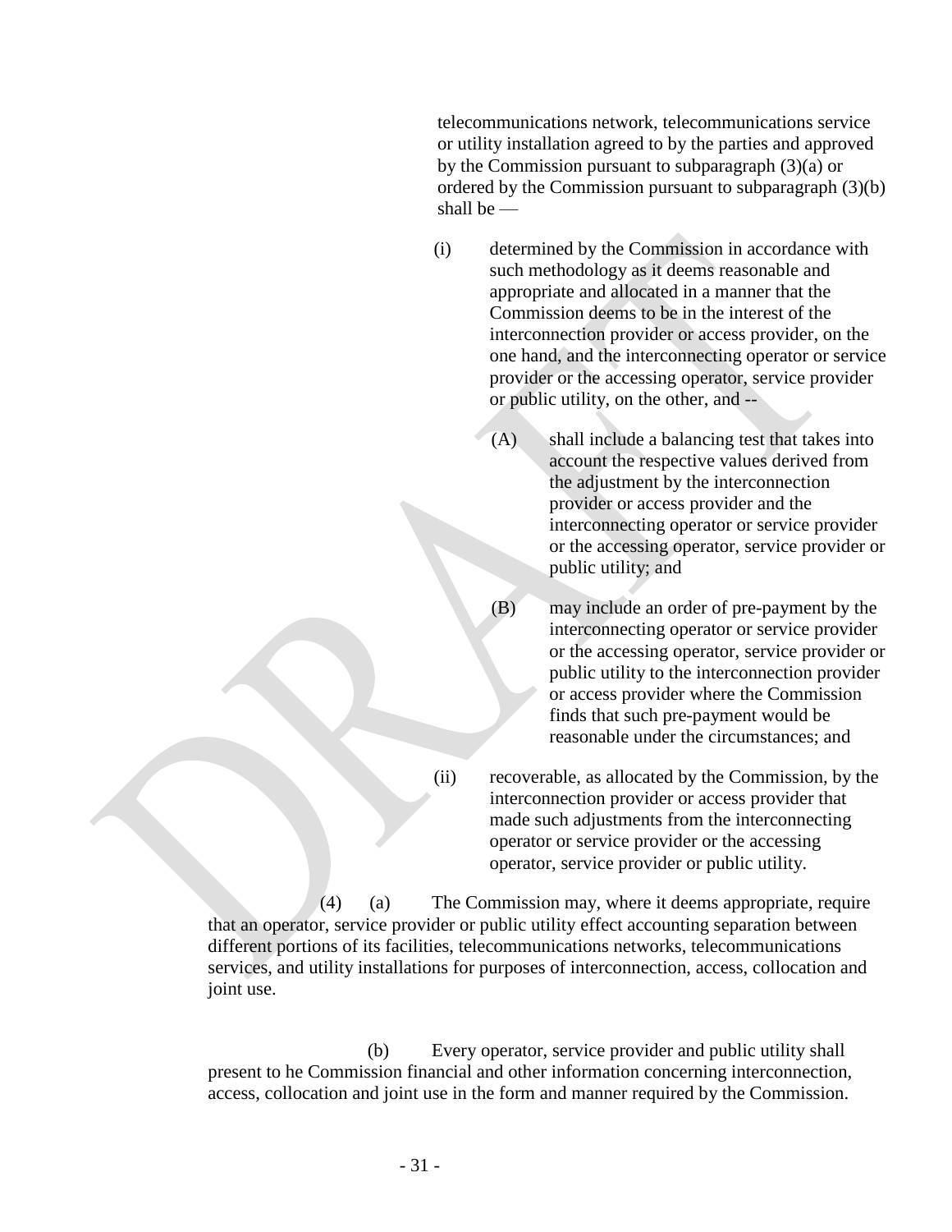telecommunications network, telecommunications service or utility installation agreed to by the parties and approved by the Commission pursuant to subparagraph (3)(a) or ordered by the Commission pursuant to subparagraph (3)(b) shall be —

(i) determined by the Commission in accordance with such methodology as it deems reasonable and appropriate and allocated in a manner that the Commission deems to be in the interest of the interconnection provider or access provider, on the one hand, and the interconnecting operator or service provider or the accessing operator, service provider or public utility, on the other, and --

(A) shall include a balancing test that takes into account the respective values derived from the adjustment by the interconnection provider or access provider and the interconnecting operator or service provider or the accessing operator, service provider or public utility; and

(B) may include an order of pre-payment by the interconnecting operator or service provider or the accessing operator, service provider or public utility to the interconnection provider or access provider where the Commission finds that such pre-payment would be reasonable under the circumstances; and

(ii) recoverable, as allocated by the Commission, by the interconnection provider or access provider that made such adjustments from the interconnecting operator or service provider or the accessing operator, service provider or public utility.

(4) (a) The Commission may, where it deems appropriate, require that an operator, service provider or public utility effect accounting separation between different portions of its facilities, telecommunications networks, telecommunications services, and utility installations for purposes of interconnection, access, collocation and joint use.

(b) Every operator, service provider and public utility shall present to he Commission financial and other information concerning interconnection, access, collocation and joint use in the form and manner required by the Commission.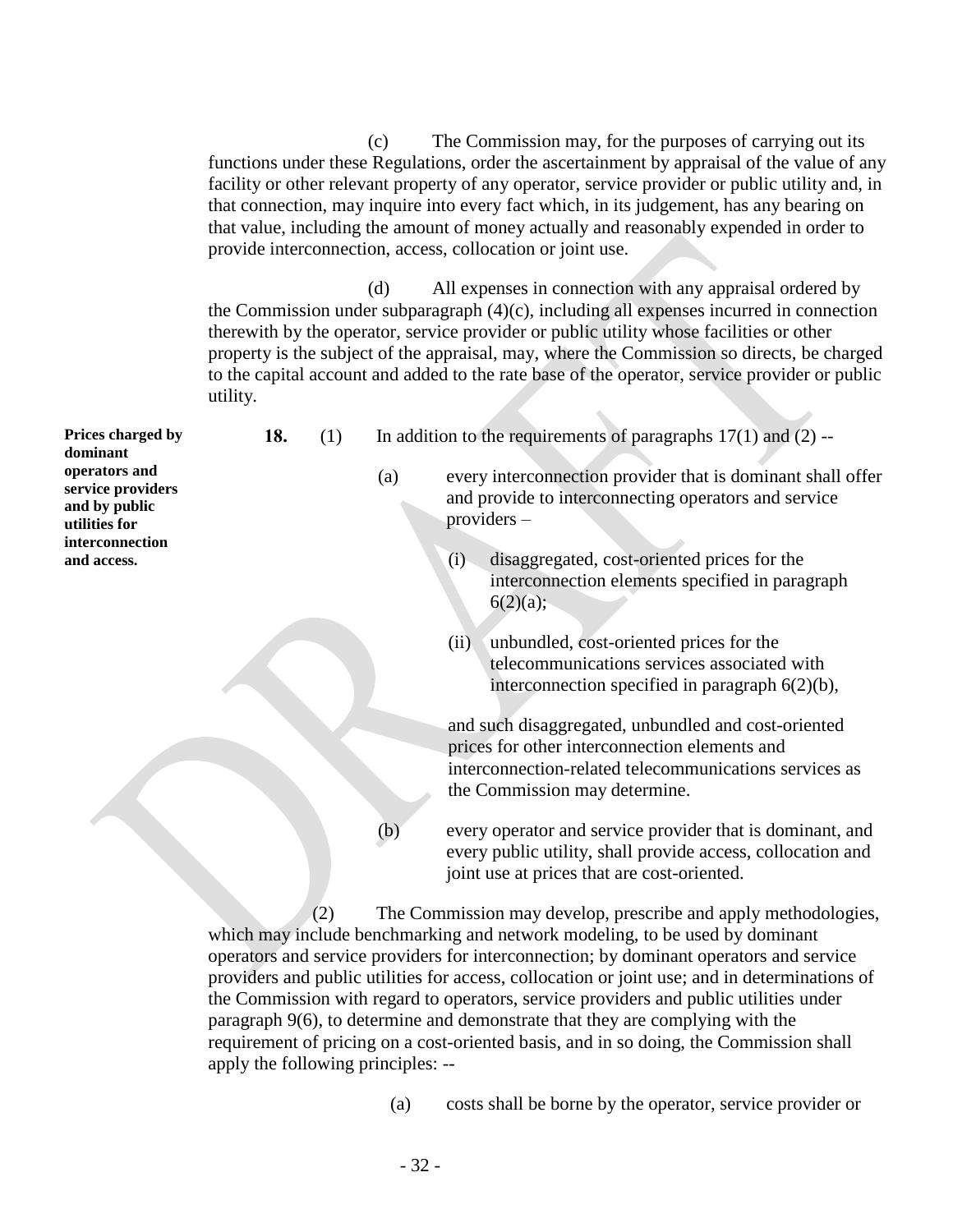(c) The Commission may, for the purposes of carrying out its functions under these Regulations, order the ascertainment by appraisal of the value of any facility or other relevant property of any operator, service provider or public utility and, in that connection, may inquire into every fact which, in its judgement, has any bearing on that value, including the amount of money actually and reasonably expended in order to provide interconnection, access, collocation or joint use.

(d) All expenses in connection with any appraisal ordered by the Commission under subparagraph (4)(c), including all expenses incurred in connection therewith by the operator, service provider or public utility whose facilities or other property is the subject of the appraisal, may, where the Commission so directs, be charged to the capital account and added to the rate base of the operator, service provider or public utility.

**Prices charged by dominant operators and service providers and by public utilities for interconnection and access.**

**18.** (1) In addition to the requirements of paragraphs 17(1) and (2) --

(a) every interconnection provider that is dominant shall offer and provide to interconnecting operators and service providers –

(i) disaggregated, cost-oriented prices for the interconnection elements specified in paragraph 6(2)(a);

(ii) unbundled, cost-oriented prices for the telecommunications services associated with interconnection specified in paragraph 6(2)(b),

and such disaggregated, unbundled and cost-oriented prices for other interconnection elements and interconnection-related telecommunications services as the Commission may determine.

(b) every operator and service provider that is dominant, and every public utility, shall provide access, collocation and joint use at prices that are cost-oriented.

(2) The Commission may develop, prescribe and apply methodologies, which may include benchmarking and network modeling, to be used by dominant operators and service providers for interconnection; by dominant operators and service providers and public utilities for access, collocation or joint use; and in determinations of the Commission with regard to operators, service providers and public utilities under paragraph 9(6), to determine and demonstrate that they are complying with the requirement of pricing on a cost-oriented basis, and in so doing, the Commission shall apply the following principles: --

(a) costs shall be borne by the operator, service provider or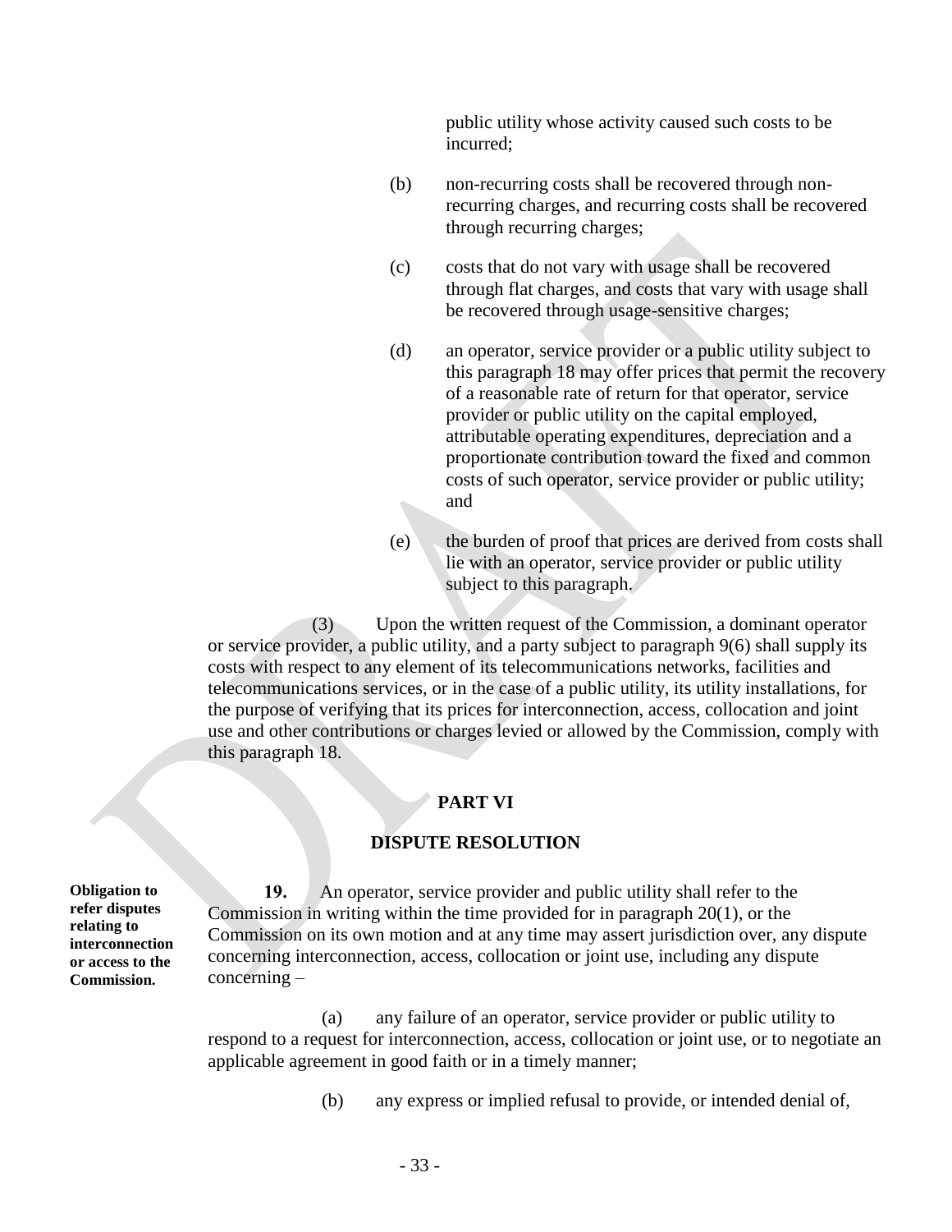public utility whose activity caused such costs to be incurred;

(b) non-recurring costs shall be recovered through non-recurring charges, and recurring costs shall be recovered through recurring charges;

(c) costs that do not vary with usage shall be recovered through flat charges, and costs that vary with usage shall be recovered through usage-sensitive charges;

(d) an operator, service provider or a public utility subject to this paragraph 18 may offer prices that permit the recovery of a reasonable rate of return for that operator, service provider or public utility on the capital employed, attributable operating expenditures, depreciation and a proportionate contribution toward the fixed and common costs of such operator, service provider or public utility; and

(e) the burden of proof that prices are derived from costs shall lie with an operator, service provider or public utility subject to this paragraph.

(3) Upon the written request of the Commission, a dominant operator or service provider, a public utility, and a party subject to paragraph 9(6) shall supply its costs with respect to any element of its telecommunications networks, facilities and telecommunications services, or in the case of a public utility, its utility installations, for the purpose of verifying that its prices for interconnection, access, collocation and joint use and other contributions or charges levied or allowed by the Commission, comply with this paragraph 18.

## PART VI

## DISPUTE RESOLUTION

**Obligation to refer disputes relating to interconnection or access to the Commission.**

**19.** An operator, service provider and public utility shall refer to the Commission in writing within the time provided for in paragraph 20(1), or the Commission on its own motion and at any time may assert jurisdiction over, any dispute concerning interconnection, access, collocation or joint use, including any dispute concerning –

(a) any failure of an operator, service provider or public utility to respond to a request for interconnection, access, collocation or joint use, or to negotiate an applicable agreement in good faith or in a timely manner;

(b) any express or implied refusal to provide, or intended denial of,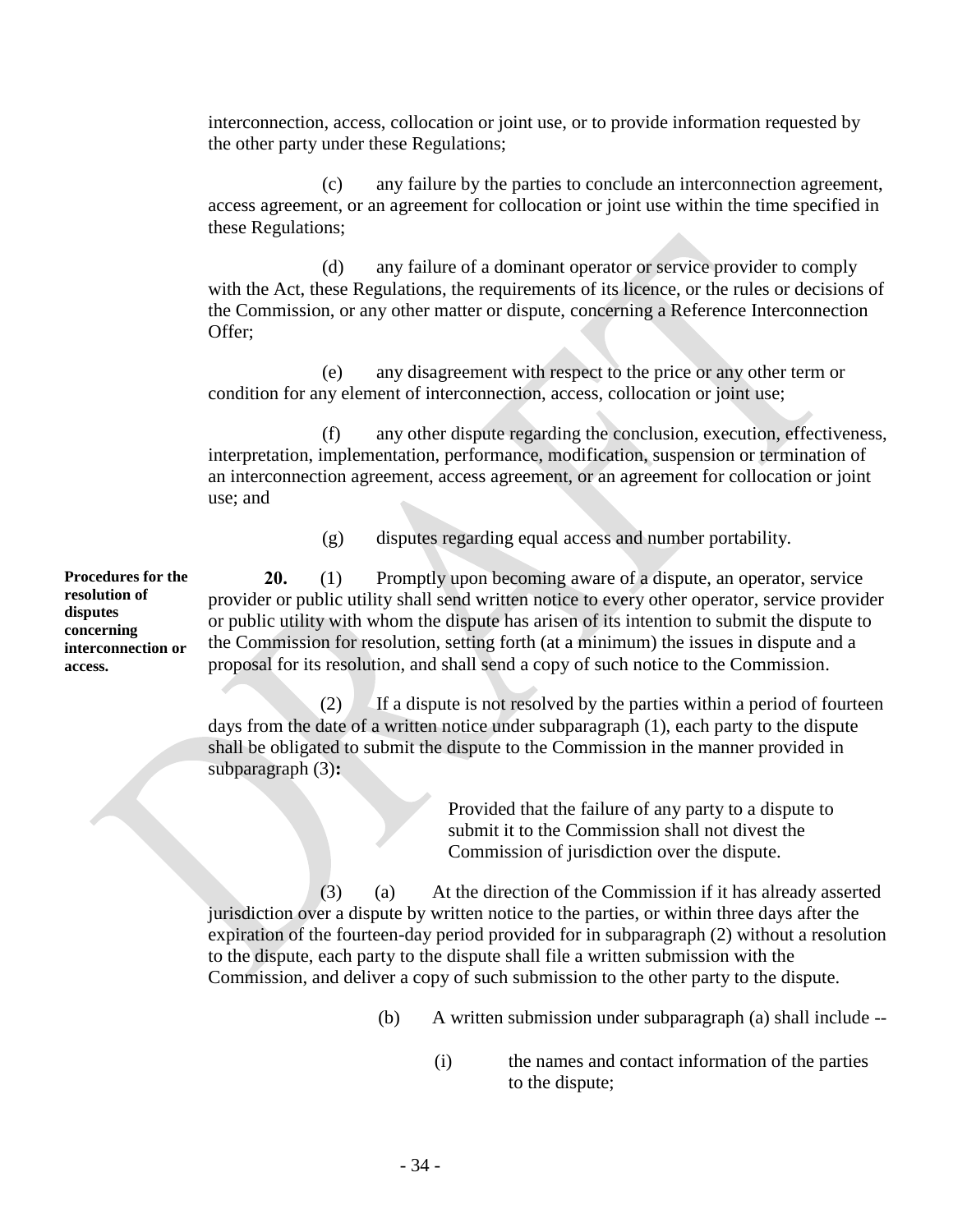interconnection, access, collocation or joint use, or to provide information requested by the other party under these Regulations;

(c) any failure by the parties to conclude an interconnection agreement, access agreement, or an agreement for collocation or joint use within the time specified in these Regulations;

(d) any failure of a dominant operator or service provider to comply with the Act, these Regulations, the requirements of its licence, or the rules or decisions of the Commission, or any other matter or dispute, concerning a Reference Interconnection Offer;

(e) any disagreement with respect to the price or any other term or condition for any element of interconnection, access, collocation or joint use;

(f) any other dispute regarding the conclusion, execution, effectiveness, interpretation, implementation, performance, modification, suspension or termination of an interconnection agreement, access agreement, or an agreement for collocation or joint use; and

(g) disputes regarding equal access and number portability.

**Procedures for the resolution of disputes concerning interconnection or access.**

**20.** (1) Promptly upon becoming aware of a dispute, an operator, service provider or public utility shall send written notice to every other operator, service provider or public utility with whom the dispute has arisen of its intention to submit the dispute to the Commission for resolution, setting forth (at a minimum) the issues in dispute and a proposal for its resolution, and shall send a copy of such notice to the Commission.

(2) If a dispute is not resolved by the parties within a period of fourteen days from the date of a written notice under subparagraph (1), each party to the dispute shall be obligated to submit the dispute to the Commission in the manner provided in subparagraph (3)**:**

> Provided that the failure of any party to a dispute to submit it to the Commission shall not divest the Commission of jurisdiction over the dispute.

(3) (a) At the direction of the Commission if it has already asserted jurisdiction over a dispute by written notice to the parties, or within three days after the expiration of the fourteen-day period provided for in subparagraph (2) without a resolution to the dispute, each party to the dispute shall file a written submission with the Commission, and deliver a copy of such submission to the other party to the dispute.

(b) A written submission under subparagraph (a) shall include --

(i) the names and contact information of the parties to the dispute;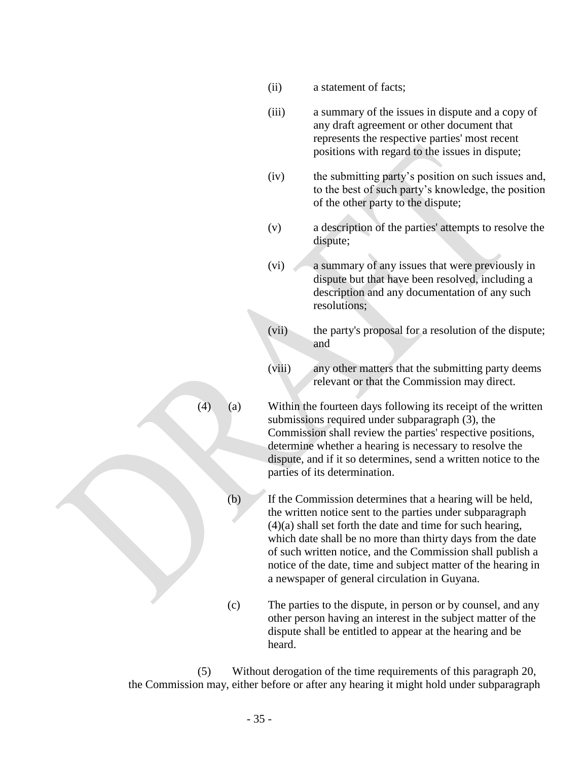(ii) a statement of facts;

(iii) a summary of the issues in dispute and a copy of any draft agreement or other document that represents the respective parties' most recent positions with regard to the issues in dispute;

(iv) the submitting party's position on such issues and, to the best of such party's knowledge, the position of the other party to the dispute;

(v) a description of the parties' attempts to resolve the dispute;

(vi) a summary of any issues that were previously in dispute but that have been resolved, including a description and any documentation of any such resolutions;

(vii) the party's proposal for a resolution of the dispute; and

(viii) any other matters that the submitting party deems relevant or that the Commission may direct.

(4) (a) Within the fourteen days following its receipt of the written submissions required under subparagraph (3), the Commission shall review the parties' respective positions, determine whether a hearing is necessary to resolve the dispute, and if it so determines, send a written notice to the parties of its determination.

(b) If the Commission determines that a hearing will be held, the written notice sent to the parties under subparagraph (4)(a) shall set forth the date and time for such hearing, which date shall be no more than thirty days from the date of such written notice, and the Commission shall publish a notice of the date, time and subject matter of the hearing in a newspaper of general circulation in Guyana.

(c) The parties to the dispute, in person or by counsel, and any other person having an interest in the subject matter of the dispute shall be entitled to appear at the hearing and be heard.

(5) Without derogation of the time requirements of this paragraph 20, the Commission may, either before or after any hearing it might hold under subparagraph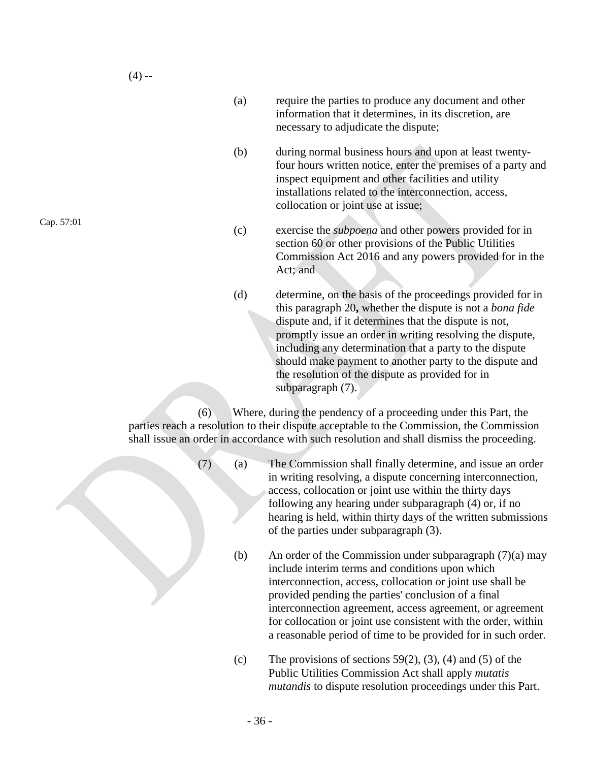(4) --

(a) require the parties to produce any document and other information that it determines, in its discretion, are necessary to adjudicate the dispute;

(b) during normal business hours and upon at least twenty-four hours written notice, enter the premises of a party and inspect equipment and other facilities and utility installations related to the interconnection, access, collocation or joint use at issue;

Cap. 57:01

(c) exercise the *subpoena* and other powers provided for in section 60 or other provisions of the Public Utilities Commission Act 2016 and any powers provided for in the Act; and

(d) determine, on the basis of the proceedings provided for in this paragraph 20**,** whether the dispute is not a *bona fide* dispute and, if it determines that the dispute is not, promptly issue an order in writing resolving the dispute, including any determination that a party to the dispute should make payment to another party to the dispute and the resolution of the dispute as provided for in subparagraph (7).

(6) Where, during the pendency of a proceeding under this Part, the parties reach a resolution to their dispute acceptable to the Commission, the Commission shall issue an order in accordance with such resolution and shall dismiss the proceeding.

(7) (a) The Commission shall finally determine, and issue an order in writing resolving, a dispute concerning interconnection, access, collocation or joint use within the thirty days following any hearing under subparagraph (4) or, if no hearing is held, within thirty days of the written submissions of the parties under subparagraph (3).

(b) An order of the Commission under subparagraph (7)(a) may include interim terms and conditions upon which interconnection, access, collocation or joint use shall be provided pending the parties' conclusion of a final interconnection agreement, access agreement, or agreement for collocation or joint use consistent with the order, within a reasonable period of time to be provided for in such order.

(c) The provisions of sections 59(2), (3), (4) and (5) of the Public Utilities Commission Act shall apply *mutatis mutandis* to dispute resolution proceedings under this Part.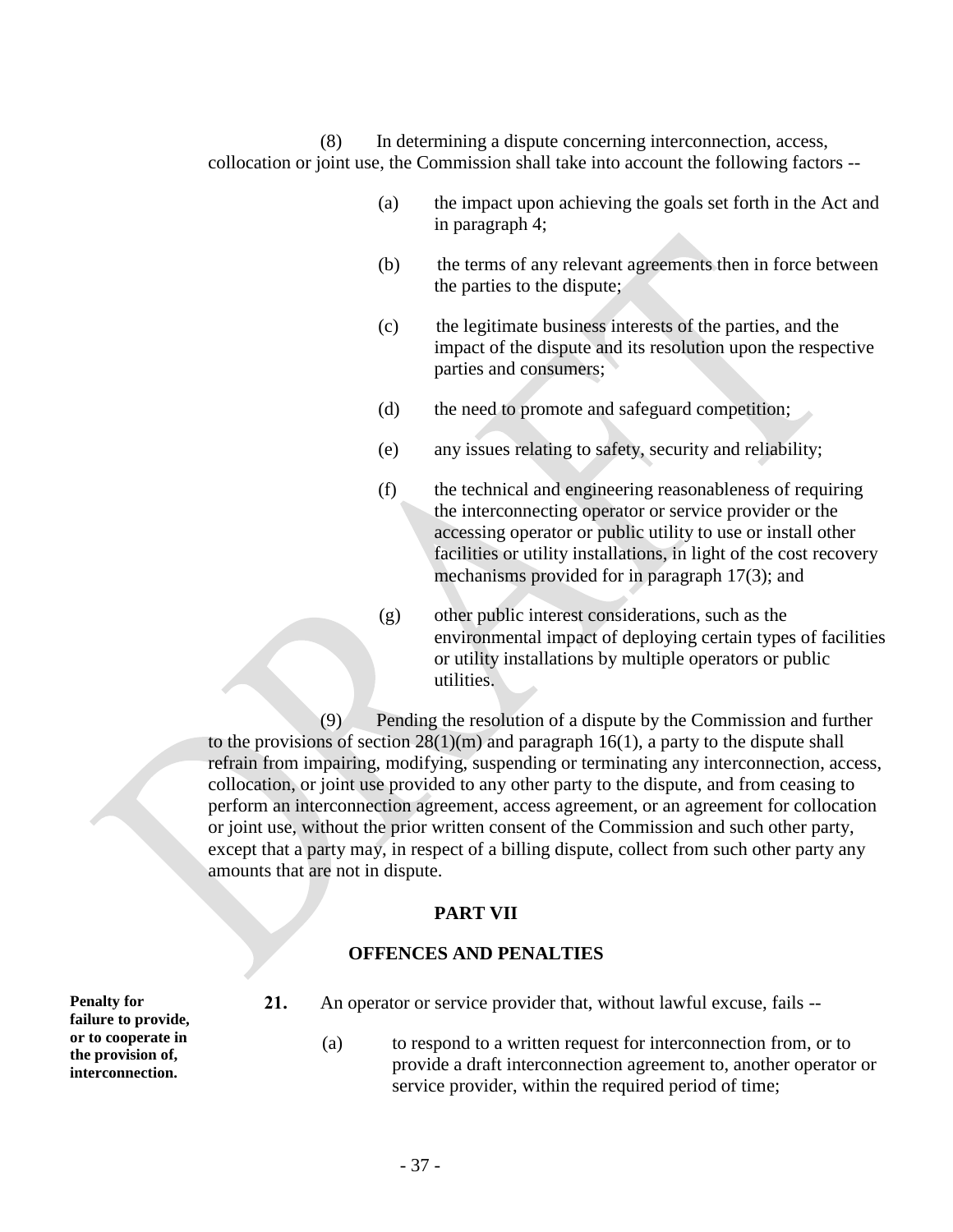(8) In determining a dispute concerning interconnection, access, collocation or joint use, the Commission shall take into account the following factors --

(a) the impact upon achieving the goals set forth in the Act and in paragraph 4;

(b) the terms of any relevant agreements then in force between the parties to the dispute;

(c) the legitimate business interests of the parties, and the impact of the dispute and its resolution upon the respective parties and consumers;

(d) the need to promote and safeguard competition;

(e) any issues relating to safety, security and reliability;

(f) the technical and engineering reasonableness of requiring the interconnecting operator or service provider or the accessing operator or public utility to use or install other facilities or utility installations, in light of the cost recovery mechanisms provided for in paragraph 17(3); and

(g) other public interest considerations, such as the environmental impact of deploying certain types of facilities or utility installations by multiple operators or public utilities.

(9) Pending the resolution of a dispute by the Commission and further to the provisions of section 28(1)(m) and paragraph 16(1), a party to the dispute shall refrain from impairing, modifying, suspending or terminating any interconnection, access, collocation, or joint use provided to any other party to the dispute, and from ceasing to perform an interconnection agreement, access agreement, or an agreement for collocation or joint use, without the prior written consent of the Commission and such other party, except that a party may, in respect of a billing dispute, collect from such other party any amounts that are not in dispute.

## PART VII

## OFFENCES AND PENALTIES

**Penalty for failure to provide, or to cooperate in the provision of, interconnection.**

**21.** An operator or service provider that, without lawful excuse, fails --

(a) to respond to a written request for interconnection from, or to provide a draft interconnection agreement to, another operator or service provider, within the required period of time;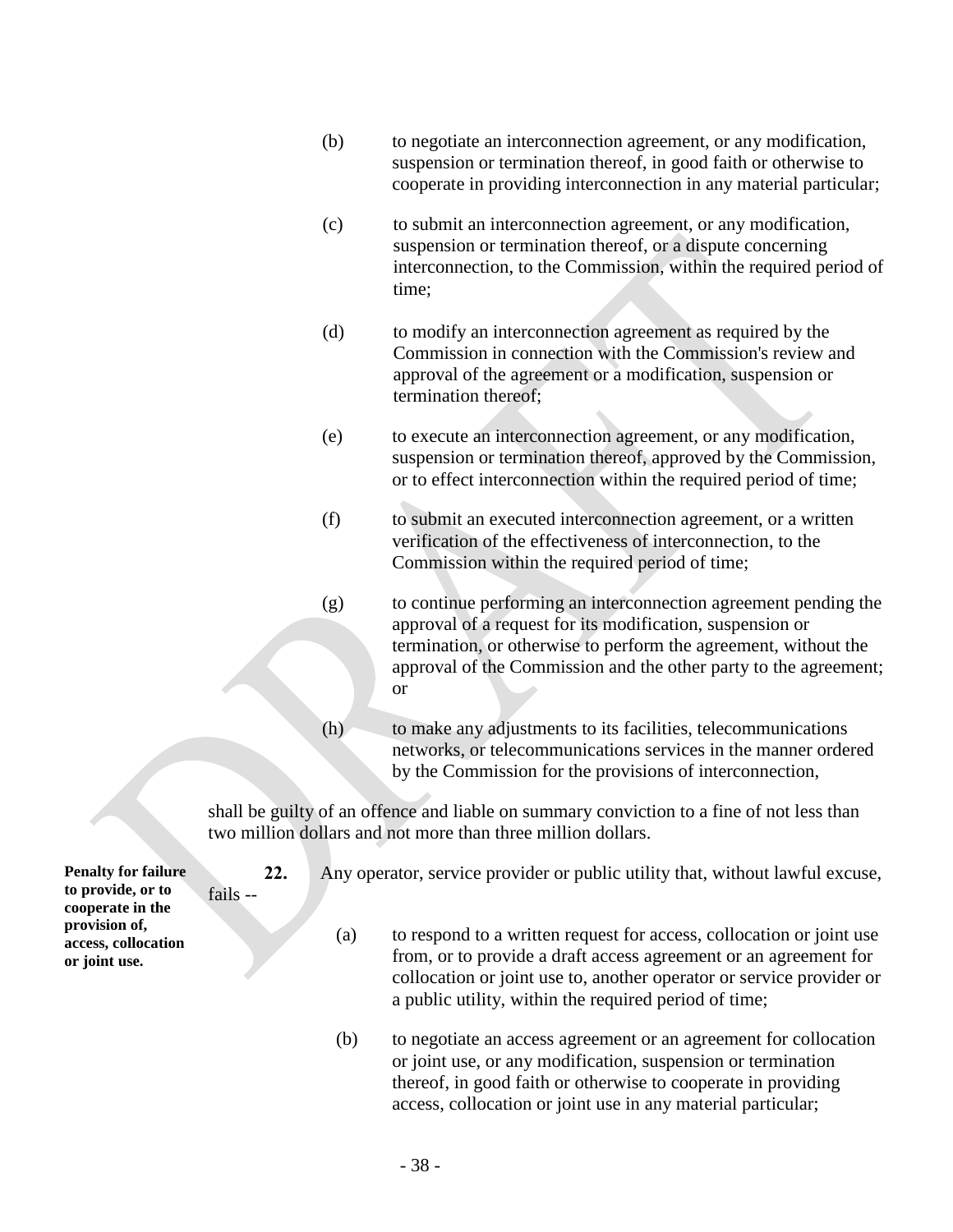(b) to negotiate an interconnection agreement, or any modification, suspension or termination thereof, in good faith or otherwise to cooperate in providing interconnection in any material particular;

(c) to submit an interconnection agreement, or any modification, suspension or termination thereof, or a dispute concerning interconnection, to the Commission, within the required period of time;

(d) to modify an interconnection agreement as required by the Commission in connection with the Commission's review and approval of the agreement or a modification, suspension or termination thereof;

(e) to execute an interconnection agreement, or any modification, suspension or termination thereof, approved by the Commission, or to effect interconnection within the required period of time;

(f) to submit an executed interconnection agreement, or a written verification of the effectiveness of interconnection, to the Commission within the required period of time;

(g) to continue performing an interconnection agreement pending the approval of a request for its modification, suspension or termination, or otherwise to perform the agreement, without the approval of the Commission and the other party to the agreement; or

(h) to make any adjustments to its facilities, telecommunications networks, or telecommunications services in the manner ordered by the Commission for the provisions of interconnection,

shall be guilty of an offence and liable on summary conviction to a fine of not less than two million dollars and not more than three million dollars.

**Penalty for failure to provide, or to cooperate in the provision of, access, collocation or joint use.**

**22.** Any operator, service provider or public utility that, without lawful excuse, fails --

(a) to respond to a written request for access, collocation or joint use from, or to provide a draft access agreement or an agreement for collocation or joint use to, another operator or service provider or a public utility, within the required period of time;

(b) to negotiate an access agreement or an agreement for collocation or joint use, or any modification, suspension or termination thereof, in good faith or otherwise to cooperate in providing access, collocation or joint use in any material particular;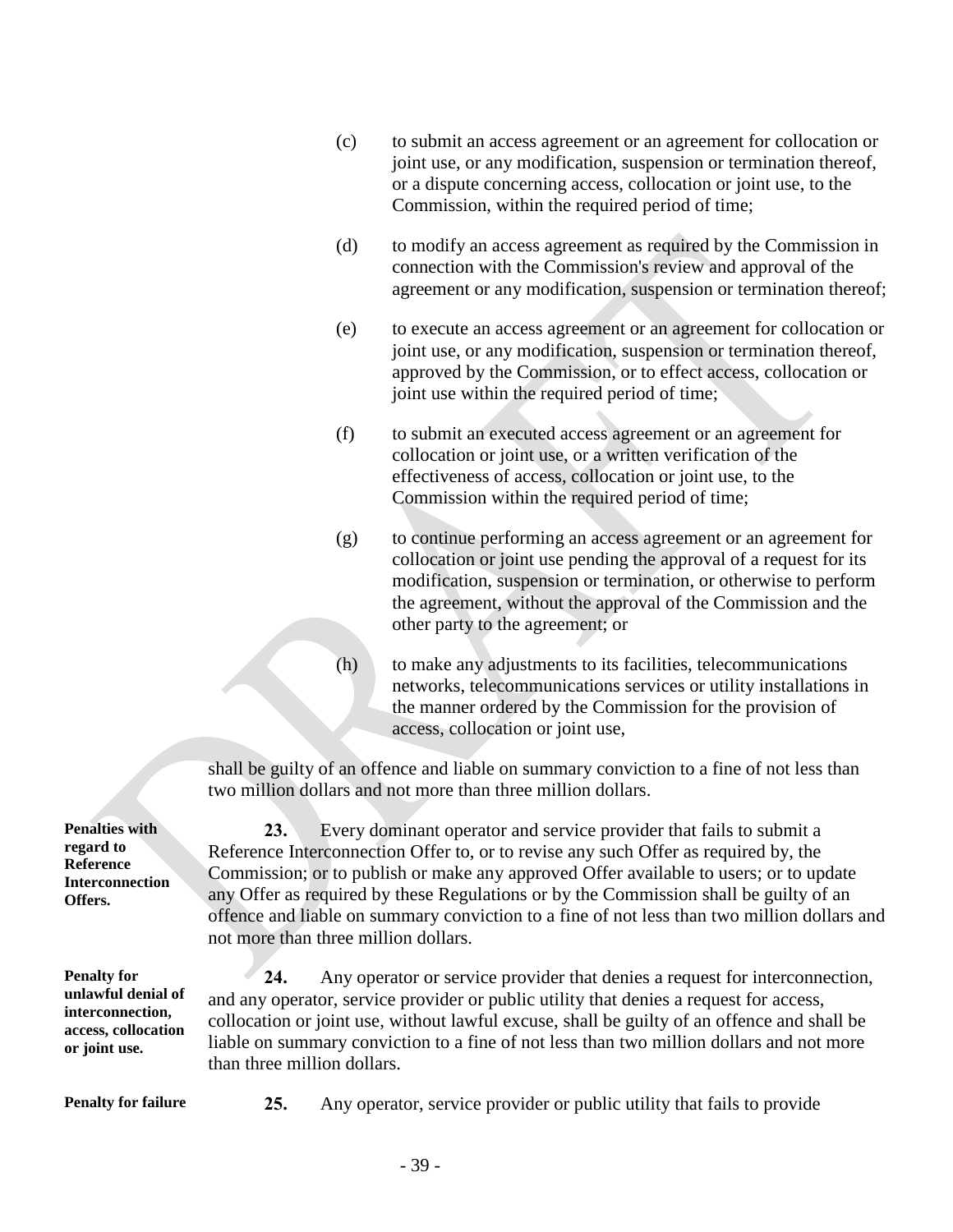(c) to submit an access agreement or an agreement for collocation or joint use, or any modification, suspension or termination thereof, or a dispute concerning access, collocation or joint use, to the Commission, within the required period of time;

(d) to modify an access agreement as required by the Commission in connection with the Commission's review and approval of the agreement or any modification, suspension or termination thereof;

(e) to execute an access agreement or an agreement for collocation or joint use, or any modification, suspension or termination thereof, approved by the Commission, or to effect access, collocation or joint use within the required period of time;

(f) to submit an executed access agreement or an agreement for collocation or joint use, or a written verification of the effectiveness of access, collocation or joint use, to the Commission within the required period of time;

(g) to continue performing an access agreement or an agreement for collocation or joint use pending the approval of a request for its modification, suspension or termination, or otherwise to perform the agreement, without the approval of the Commission and the other party to the agreement; or

(h) to make any adjustments to its facilities, telecommunications networks, telecommunications services or utility installations in the manner ordered by the Commission for the provision of access, collocation or joint use,

shall be guilty of an offence and liable on summary conviction to a fine of not less than two million dollars and not more than three million dollars.

**Penalties with regard to Reference Interconnection Offers.**

**23.** Every dominant operator and service provider that fails to submit a Reference Interconnection Offer to, or to revise any such Offer as required by, the Commission; or to publish or make any approved Offer available to users; or to update any Offer as required by these Regulations or by the Commission shall be guilty of an offence and liable on summary conviction to a fine of not less than two million dollars and not more than three million dollars.

**Penalty for unlawful denial of interconnection, access, collocation or joint use.**

**24.** Any operator or service provider that denies a request for interconnection, and any operator, service provider or public utility that denies a request for access, collocation or joint use, without lawful excuse, shall be guilty of an offence and shall be liable on summary conviction to a fine of not less than two million dollars and not more than three million dollars.

**Penalty for failure**

**25.** Any operator, service provider or public utility that fails to provide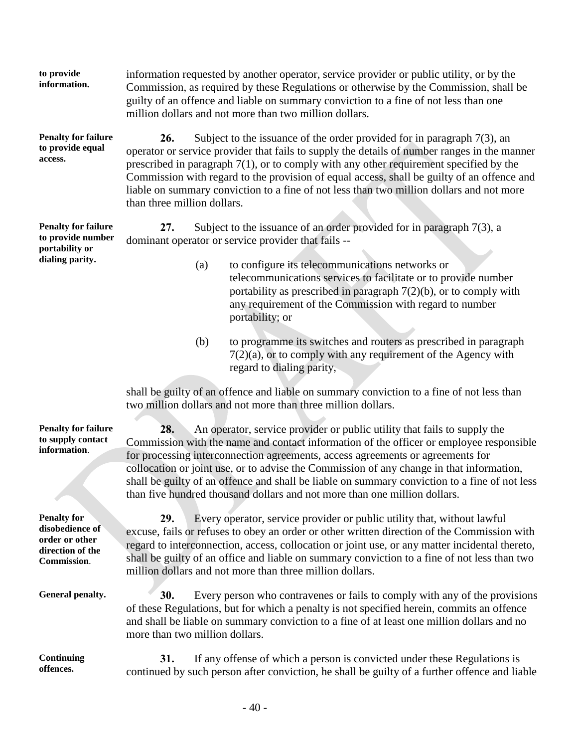**to provide information.** information requested by another operator, service provider or public utility, or by the Commission, as required by these Regulations or otherwise by the Commission, shall be guilty of an offence and liable on summary conviction to a fine of not less than one million dollars and not more than two million dollars.

**Penalty for failure to provide equal access.**

**26.** Subject to the issuance of the order provided for in paragraph 7(3), an operator or service provider that fails to supply the details of number ranges in the manner prescribed in paragraph 7(1), or to comply with any other requirement specified by the Commission with regard to the provision of equal access, shall be guilty of an offence and liable on summary conviction to a fine of not less than two million dollars and not more than three million dollars.

**Penalty for failure to provide number portability or dialing parity.**

**27.** Subject to the issuance of an order provided for in paragraph 7(3), a dominant operator or service provider that fails --

(a) to configure its telecommunications networks or telecommunications services to facilitate or to provide number portability as prescribed in paragraph 7(2)(b), or to comply with any requirement of the Commission with regard to number portability; or

(b) to programme its switches and routers as prescribed in paragraph 7(2)(a), or to comply with any requirement of the Agency with regard to dialing parity,

shall be guilty of an offence and liable on summary conviction to a fine of not less than two million dollars and not more than three million dollars.

**Penalty for failure to supply contact information.**

**28.** An operator, service provider or public utility that fails to supply the Commission with the name and contact information of the officer or employee responsible for processing interconnection agreements, access agreements or agreements for collocation or joint use, or to advise the Commission of any change in that information, shall be guilty of an offence and shall be liable on summary conviction to a fine of not less than five hundred thousand dollars and not more than one million dollars.

**Penalty for disobedience of order or other direction of the Commission.**

**29.** Every operator, service provider or public utility that, without lawful excuse, fails or refuses to obey an order or other written direction of the Commission with regard to interconnection, access, collocation or joint use, or any matter incidental thereto, shall be guilty of an office and liable on summary conviction to a fine of not less than two million dollars and not more than three million dollars.

**General penalty.**

**30.** Every person who contravenes or fails to comply with any of the provisions of these Regulations, but for which a penalty is not specified herein, commits an offence and shall be liable on summary conviction to a fine of at least one million dollars and no more than two million dollars.

**Continuing offences.**

**31.** If any offense of which a person is convicted under these Regulations is continued by such person after conviction, he shall be guilty of a further offence and liable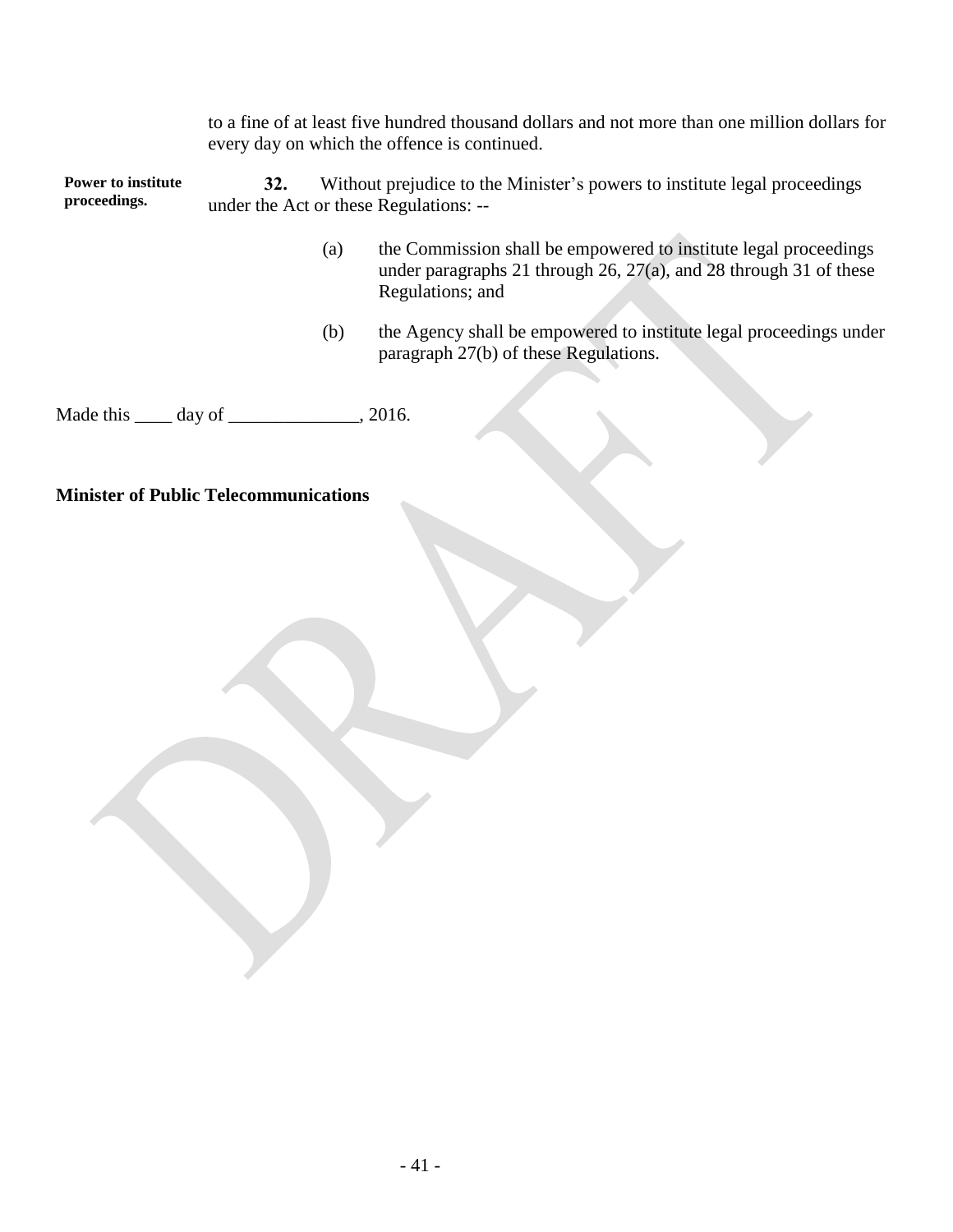to a fine of at least five hundred thousand dollars and not more than one million dollars for every day on which the offence is continued.

**Power to institute proceedings.**

**32.** Without prejudice to the Minister's powers to institute legal proceedings under the Act or these Regulations: --

(a) the Commission shall be empowered to institute legal proceedings under paragraphs 21 through 26, 27(a), and 28 through 31 of these Regulations; and

(b) the Agency shall be empowered to institute legal proceedings under paragraph 27(b) of these Regulations.

Made this ____ day of ______________, 2016.

**Minister of Public Telecommunications**